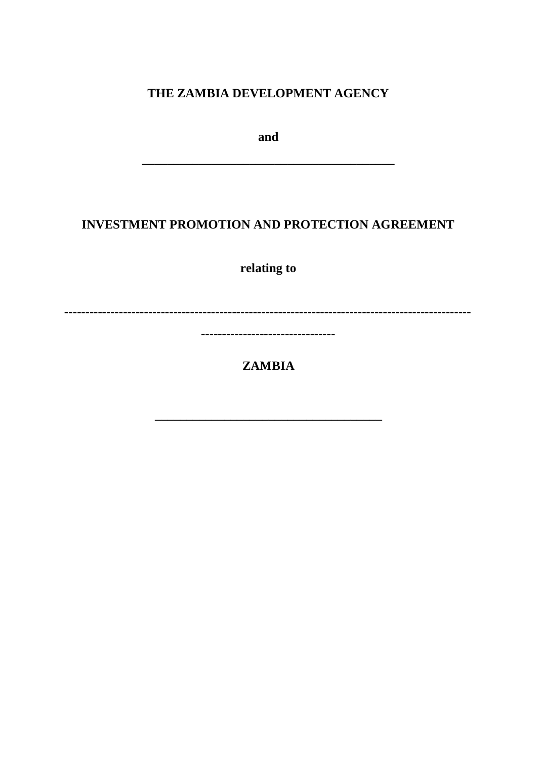**THE ZAMBIA DEVELOPMENT AGENCY**

**and**

**\_\_\_\_\_\_\_\_\_\_\_\_\_\_\_\_\_\_\_\_\_\_\_\_\_\_\_\_\_\_\_\_\_\_\_\_\_\_\_\_**

**INVESTMENT PROMOTION AND PROTECTION AGREEMENT**

**relating to**

**----------------------------------------------------------------------------------------------**

**-------------------------------**

**ZAMBIA**

**\_\_\_\_\_\_\_\_\_\_\_\_\_\_\_\_\_\_\_\_\_\_\_\_\_\_\_\_\_\_\_\_\_\_\_\_\_**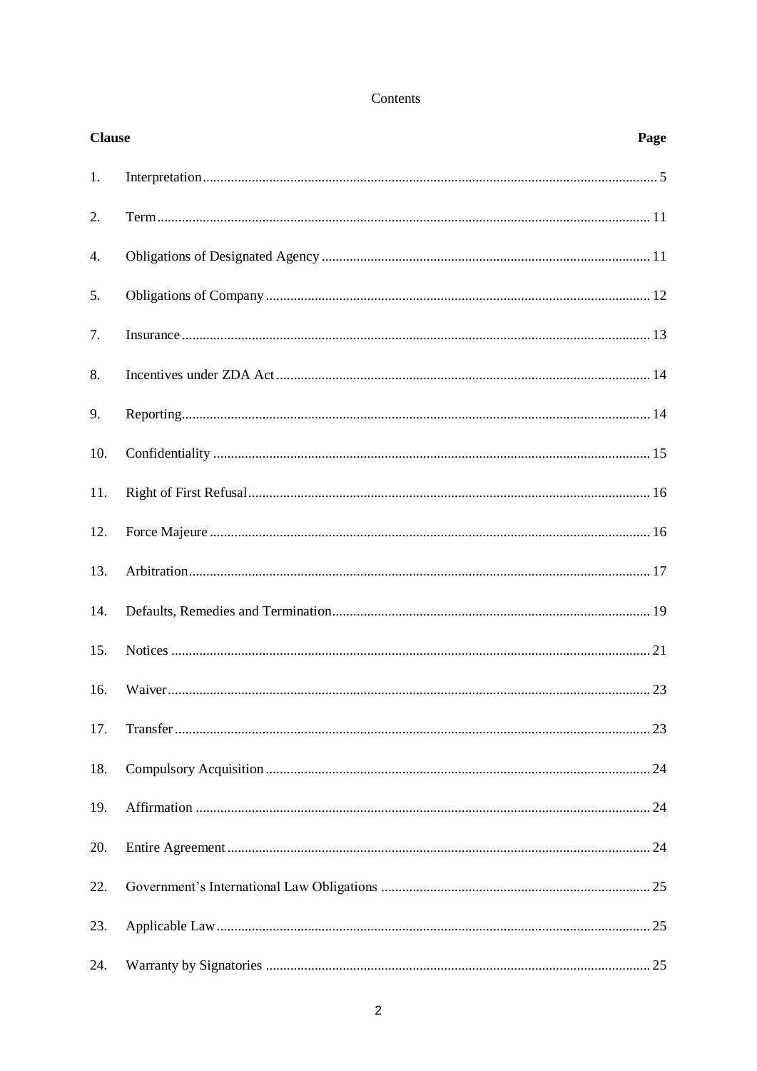Contents

| Clause | | Page |
|---|---|---|
| 1. | Interpretation | 5 |
| 2. | Term | 11 |
| 4. | Obligations of Designated Agency | 11 |
| 5. | Obligations of Company | 12 |
| 7. | Insurance | 13 |
| 8. | Incentives under ZDA Act | 14 |
| 9. | Reporting | 14 |
| 10. | Confidentiality | 15 |
| 11. | Right of First Refusal | 16 |
| 12. | Force Majeure | 16 |
| 13. | Arbitration | 17 |
| 14. | Defaults, Remedies and Termination | 19 |
| 15. | Notices | 21 |
| 16. | Waiver | 23 |
| 17. | Transfer | 23 |
| 18. | Compulsory Acquisition | 24 |
| 19. | Affirmation | 24 |
| 20. | Entire Agreement | 24 |
| 22. | Government's International Law Obligations | 25 |
| 23. | Applicable Law | 25 |
| 24. | Warranty by Signatories | 25 |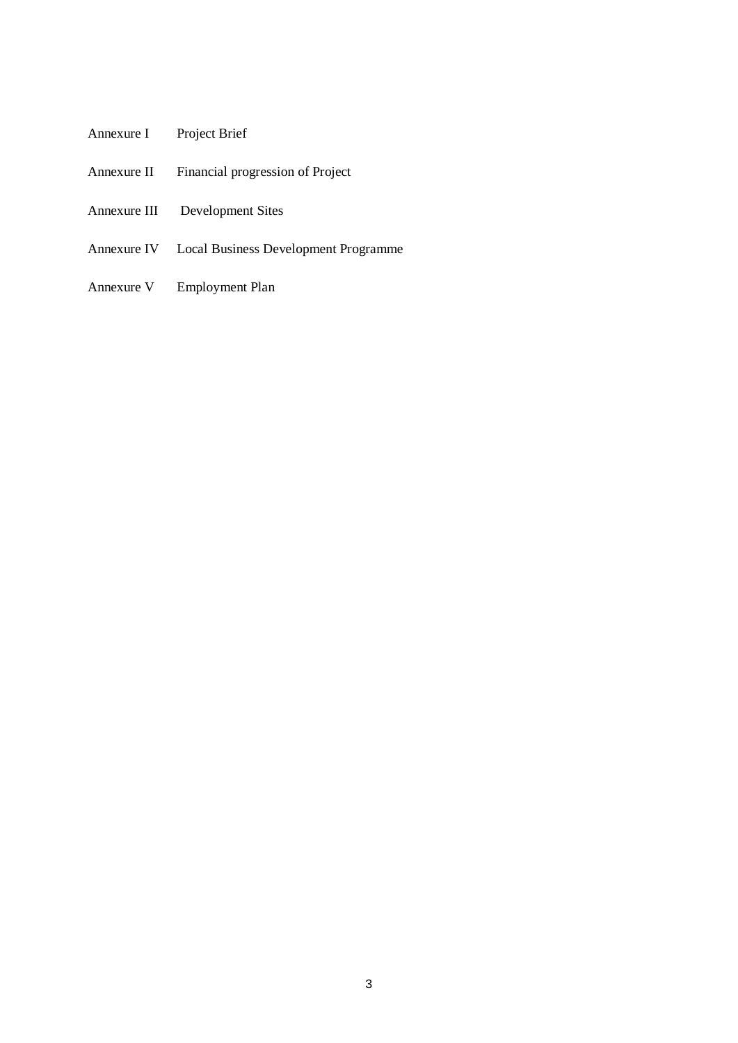| | |
|---|---|
| Annexure I | Project Brief |
| Annexure II | Financial progression of Project |
| Annexure III | Development Sites |
| Annexure IV | Local Business Development Programme |
| Annexure V | Employment Plan |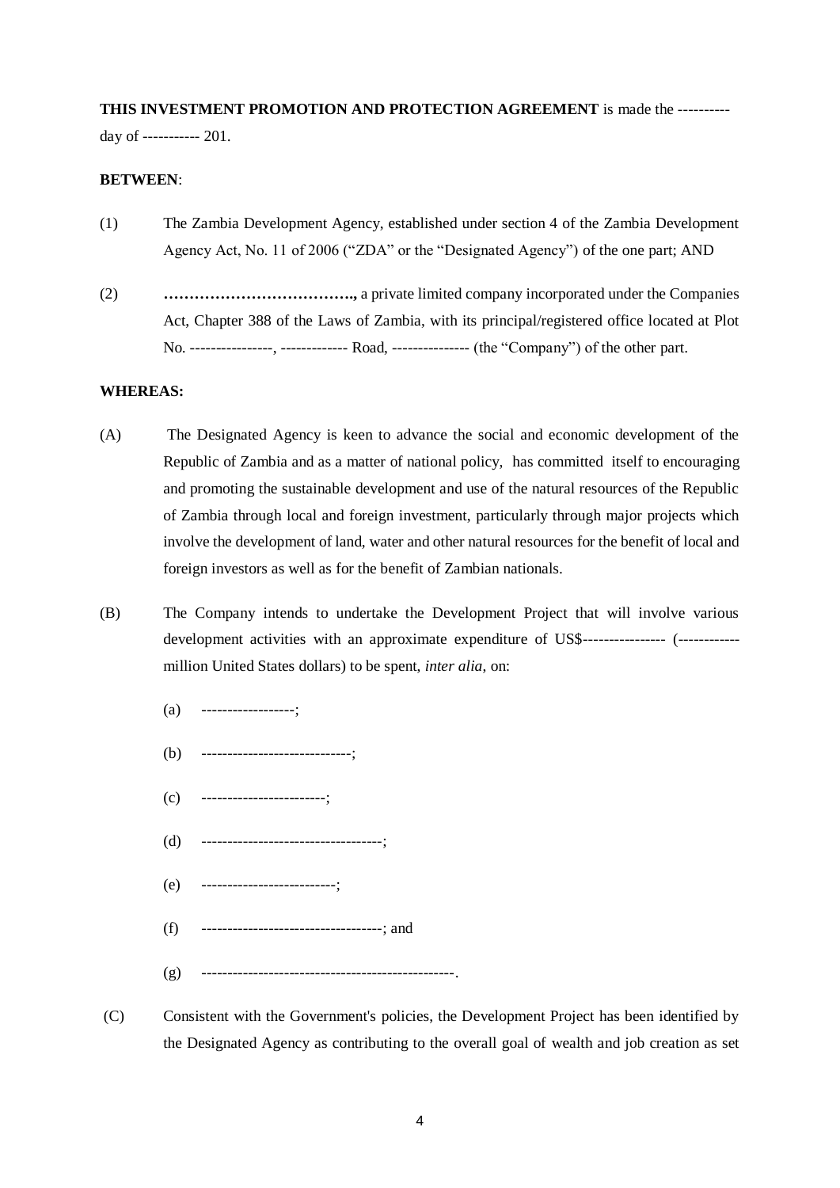**THIS INVESTMENT PROMOTION AND PROTECTION AGREEMENT** is made the ---------- day of ----------- 201.

**BETWEEN**:

(1) The Zambia Development Agency, established under section 4 of the Zambia Development Agency Act, No. 11 of 2006 ("ZDA" or the "Designated Agency") of the one part; AND

(2) **………………………………..,** a private limited company incorporated under the Companies Act, Chapter 388 of the Laws of Zambia, with its principal/registered office located at Plot No. ----------------, ------------- Road, --------------- (the "Company") of the other part.

**WHEREAS:**

(A) The Designated Agency is keen to advance the social and economic development of the Republic of Zambia and as a matter of national policy, has committed itself to encouraging and promoting the sustainable development and use of the natural resources of the Republic of Zambia through local and foreign investment, particularly through major projects which involve the development of land, water and other natural resources for the benefit of local and foreign investors as well as for the benefit of Zambian nationals.

(B) The Company intends to undertake the Development Project that will involve various development activities with an approximate expenditure of US$---------------- (------------ million United States dollars) to be spent, *inter alia*, on:

(a) ------------------;

(b) -----------------------------;

(c) ------------------------;

(d) -----------------------------------;

(e) --------------------------;

(f) -----------------------------------; and

(g) -------------------------------------------------.

(C) Consistent with the Government's policies, the Development Project has been identified by the Designated Agency as contributing to the overall goal of wealth and job creation as set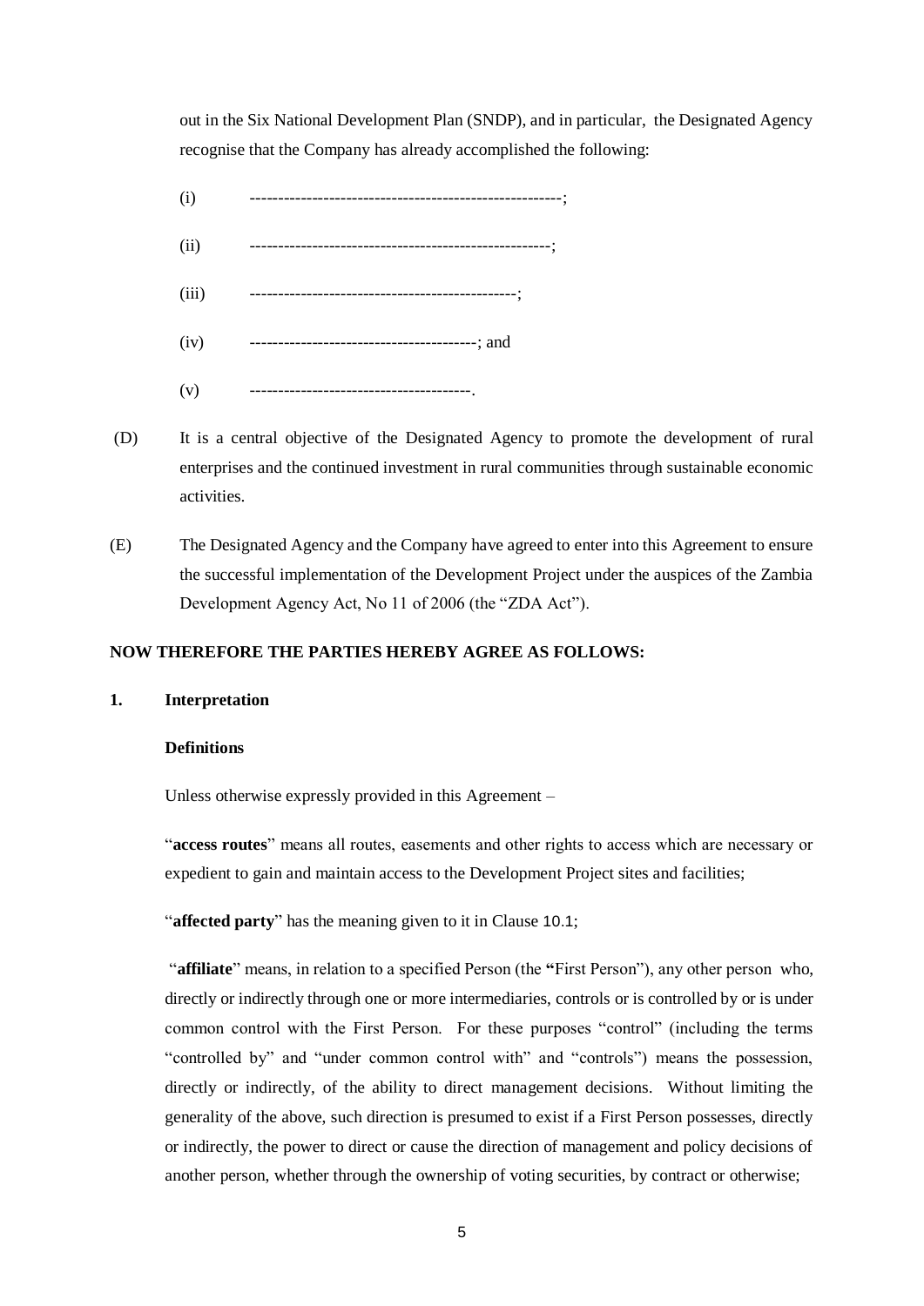out in the Six National Development Plan (SNDP), and in particular, the Designated Agency recognise that the Company has already accomplished the following:

(i) ------------------------------------------------------;

(ii) ----------------------------------------------------;

(iii) ----------------------------------------------;

(iv) ---------------------------------------; and

(v) --------------------------------------.

(D) It is a central objective of the Designated Agency to promote the development of rural enterprises and the continued investment in rural communities through sustainable economic activities.

(E) The Designated Agency and the Company have agreed to enter into this Agreement to ensure the successful implementation of the Development Project under the auspices of the Zambia Development Agency Act, No 11 of 2006 (the "ZDA Act").

**NOW THEREFORE THE PARTIES HEREBY AGREE AS FOLLOWS:**

**1. Interpretation**

**Definitions**

Unless otherwise expressly provided in this Agreement –

"**access routes**" means all routes, easements and other rights to access which are necessary or expedient to gain and maintain access to the Development Project sites and facilities;

"**affected party**" has the meaning given to it in Clause 10.1;

"**affiliate**" means, in relation to a specified Person (the "First Person"), any other person who, directly or indirectly through one or more intermediaries, controls or is controlled by or is under common control with the First Person. For these purposes "control" (including the terms "controlled by" and "under common control with" and "controls") means the possession, directly or indirectly, of the ability to direct management decisions. Without limiting the generality of the above, such direction is presumed to exist if a First Person possesses, directly or indirectly, the power to direct or cause the direction of management and policy decisions of another person, whether through the ownership of voting securities, by contract or otherwise;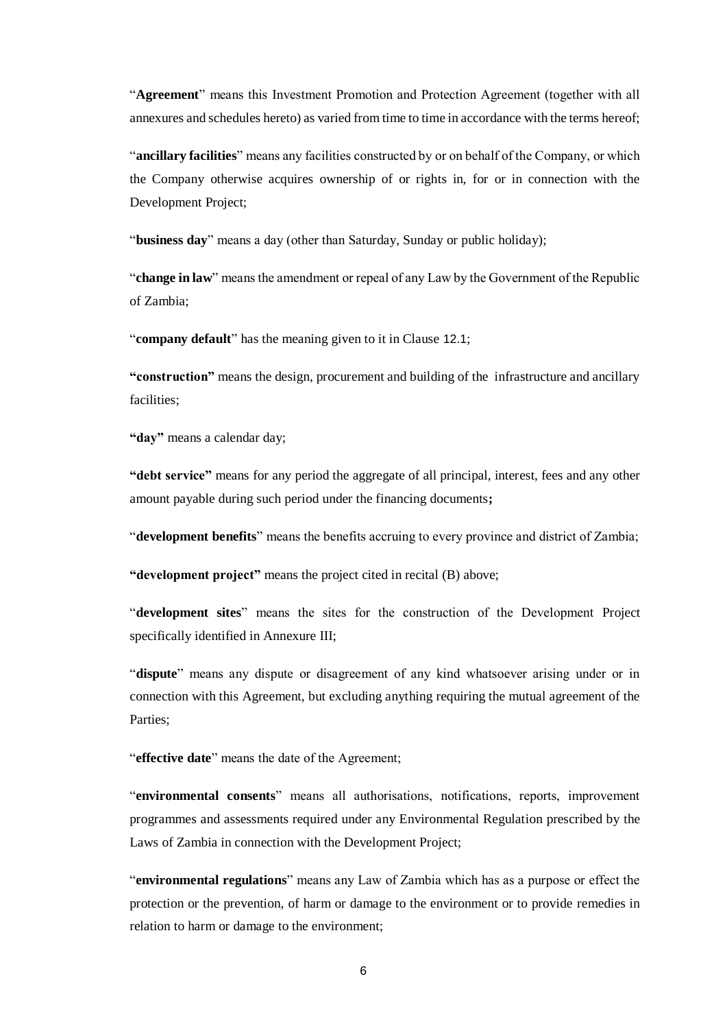"**Agreement**" means this Investment Promotion and Protection Agreement (together with all annexures and schedules hereto) as varied from time to time in accordance with the terms hereof;

"**ancillary facilities**" means any facilities constructed by or on behalf of the Company, or which the Company otherwise acquires ownership of or rights in, for or in connection with the Development Project;

"**business day**" means a day (other than Saturday, Sunday or public holiday);

"**change in law**" means the amendment or repeal of any Law by the Government of the Republic of Zambia;

"**company default**" has the meaning given to it in Clause 12.1;

**"construction"** means the design, procurement and building of the infrastructure and ancillary facilities;

**"day"** means a calendar day;

**"debt service"** means for any period the aggregate of all principal, interest, fees and any other amount payable during such period under the financing documents**;**

"**development benefits**" means the benefits accruing to every province and district of Zambia;

**"development project"** means the project cited in recital (B) above;

"**development sites**" means the sites for the construction of the Development Project specifically identified in Annexure III;

"**dispute**" means any dispute or disagreement of any kind whatsoever arising under or in connection with this Agreement, but excluding anything requiring the mutual agreement of the Parties;

"**effective date**" means the date of the Agreement;

"**environmental consents**" means all authorisations, notifications, reports, improvement programmes and assessments required under any Environmental Regulation prescribed by the Laws of Zambia in connection with the Development Project;

"**environmental regulations**" means any Law of Zambia which has as a purpose or effect the protection or the prevention, of harm or damage to the environment or to provide remedies in relation to harm or damage to the environment;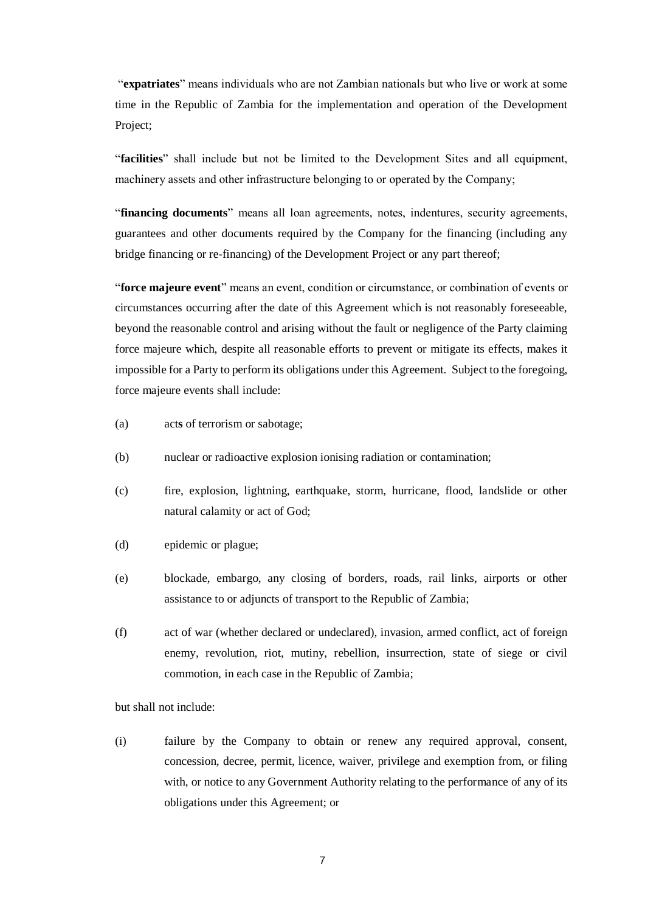"**expatriates**" means individuals who are not Zambian nationals but who live or work at some time in the Republic of Zambia for the implementation and operation of the Development Project;

"**facilities**" shall include but not be limited to the Development Sites and all equipment, machinery assets and other infrastructure belonging to or operated by the Company;

"**financing documents**" means all loan agreements, notes, indentures, security agreements, guarantees and other documents required by the Company for the financing (including any bridge financing or re-financing) of the Development Project or any part thereof;

"**force majeure event**" means an event, condition or circumstance, or combination of events or circumstances occurring after the date of this Agreement which is not reasonably foreseeable, beyond the reasonable control and arising without the fault or negligence of the Party claiming force majeure which, despite all reasonable efforts to prevent or mitigate its effects, makes it impossible for a Party to perform its obligations under this Agreement. Subject to the foregoing, force majeure events shall include:

(a) acts of terrorism or sabotage;

(b) nuclear or radioactive explosion ionising radiation or contamination;

(c) fire, explosion, lightning, earthquake, storm, hurricane, flood, landslide or other natural calamity or act of God;

(d) epidemic or plague;

(e) blockade, embargo, any closing of borders, roads, rail links, airports or other assistance to or adjuncts of transport to the Republic of Zambia;

(f) act of war (whether declared or undeclared), invasion, armed conflict, act of foreign enemy, revolution, riot, mutiny, rebellion, insurrection, state of siege or civil commotion, in each case in the Republic of Zambia;

but shall not include:

(i) failure by the Company to obtain or renew any required approval, consent, concession, decree, permit, licence, waiver, privilege and exemption from, or filing with, or notice to any Government Authority relating to the performance of any of its obligations under this Agreement; or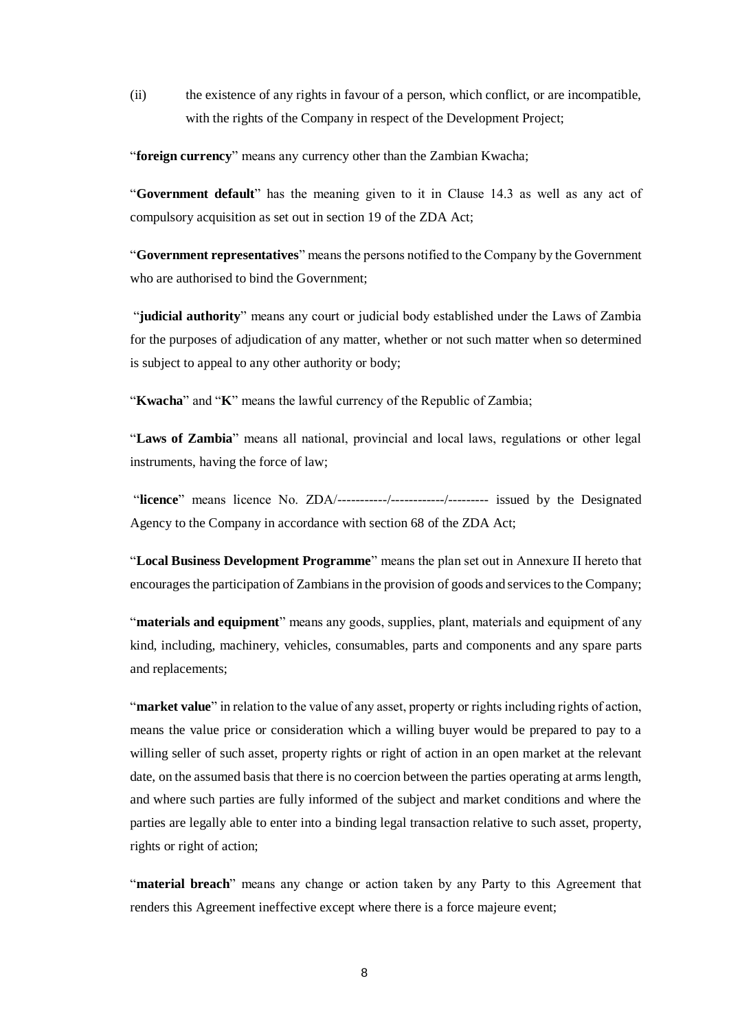(ii) the existence of any rights in favour of a person, which conflict, or are incompatible, with the rights of the Company in respect of the Development Project;

"**foreign currency**" means any currency other than the Zambian Kwacha;

"**Government default**" has the meaning given to it in Clause 14.3 as well as any act of compulsory acquisition as set out in section 19 of the ZDA Act;

"**Government representatives**" means the persons notified to the Company by the Government who are authorised to bind the Government;

"**judicial authority**" means any court or judicial body established under the Laws of Zambia for the purposes of adjudication of any matter, whether or not such matter when so determined is subject to appeal to any other authority or body;

"**Kwacha**" and "**K**" means the lawful currency of the Republic of Zambia;

"**Laws of Zambia**" means all national, provincial and local laws, regulations or other legal instruments, having the force of law;

"**licence**" means licence No. ZDA/-----------/------------/--------- issued by the Designated Agency to the Company in accordance with section 68 of the ZDA Act;

"**Local Business Development Programme**" means the plan set out in Annexure II hereto that encourages the participation of Zambians in the provision of goods and services to the Company;

"**materials and equipment**" means any goods, supplies, plant, materials and equipment of any kind, including, machinery, vehicles, consumables, parts and components and any spare parts and replacements;

"**market value**" in relation to the value of any asset, property or rights including rights of action, means the value price or consideration which a willing buyer would be prepared to pay to a willing seller of such asset, property rights or right of action in an open market at the relevant date, on the assumed basis that there is no coercion between the parties operating at arms length, and where such parties are fully informed of the subject and market conditions and where the parties are legally able to enter into a binding legal transaction relative to such asset, property, rights or right of action;

"**material breach**" means any change or action taken by any Party to this Agreement that renders this Agreement ineffective except where there is a force majeure event;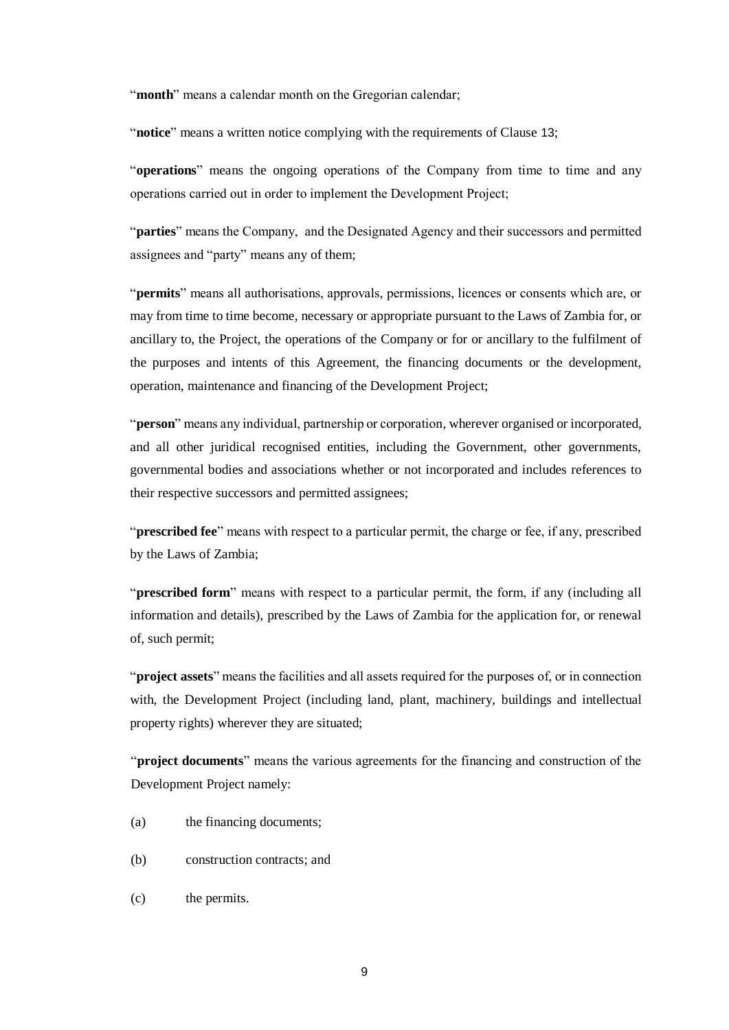"**month**" means a calendar month on the Gregorian calendar;

"**notice**" means a written notice complying with the requirements of Clause 13;

"**operations**" means the ongoing operations of the Company from time to time and any operations carried out in order to implement the Development Project;

"**parties**" means the Company, and the Designated Agency and their successors and permitted assignees and "party" means any of them;

"**permits**" means all authorisations, approvals, permissions, licences or consents which are, or may from time to time become, necessary or appropriate pursuant to the Laws of Zambia for, or ancillary to, the Project, the operations of the Company or for or ancillary to the fulfilment of the purposes and intents of this Agreement, the financing documents or the development, operation, maintenance and financing of the Development Project;

"**person**" means any individual, partnership or corporation, wherever organised or incorporated, and all other juridical recognised entities, including the Government, other governments, governmental bodies and associations whether or not incorporated and includes references to their respective successors and permitted assignees;

"**prescribed fee**" means with respect to a particular permit, the charge or fee, if any, prescribed by the Laws of Zambia;

"**prescribed form**" means with respect to a particular permit, the form, if any (including all information and details), prescribed by the Laws of Zambia for the application for, or renewal of, such permit;

"**project assets**" means the facilities and all assets required for the purposes of, or in connection with, the Development Project (including land, plant, machinery, buildings and intellectual property rights) wherever they are situated;

"**project documents**" means the various agreements for the financing and construction of the Development Project namely:

(a) the financing documents;

(b) construction contracts; and

(c) the permits.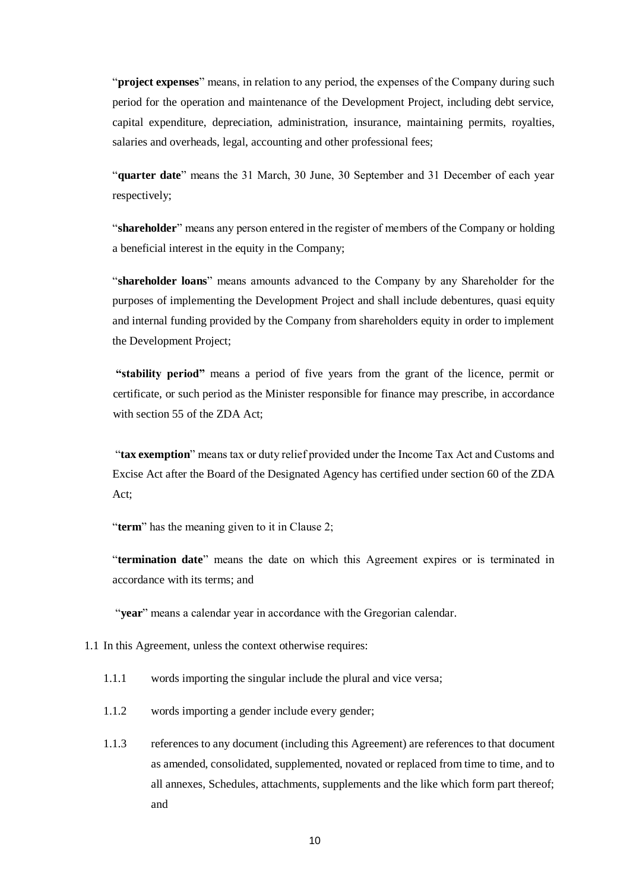"**project expenses**" means, in relation to any period, the expenses of the Company during such period for the operation and maintenance of the Development Project, including debt service, capital expenditure, depreciation, administration, insurance, maintaining permits, royalties, salaries and overheads, legal, accounting and other professional fees;

"**quarter date**" means the 31 March, 30 June, 30 September and 31 December of each year respectively;

"**shareholder**" means any person entered in the register of members of the Company or holding a beneficial interest in the equity in the Company;

"**shareholder loans**" means amounts advanced to the Company by any Shareholder for the purposes of implementing the Development Project and shall include debentures, quasi equity and internal funding provided by the Company from shareholders equity in order to implement the Development Project;

**"stability period"** means a period of five years from the grant of the licence, permit or certificate, or such period as the Minister responsible for finance may prescribe, in accordance with section 55 of the ZDA Act;

"**tax exemption**" means tax or duty relief provided under the Income Tax Act and Customs and Excise Act after the Board of the Designated Agency has certified under section 60 of the ZDA Act;

"**term**" has the meaning given to it in Clause 2;

"**termination date**" means the date on which this Agreement expires or is terminated in accordance with its terms; and

"**year**" means a calendar year in accordance with the Gregorian calendar.

1.1 In this Agreement, unless the context otherwise requires:

1.1.1 words importing the singular include the plural and vice versa;

1.1.2 words importing a gender include every gender;

1.1.3 references to any document (including this Agreement) are references to that document as amended, consolidated, supplemented, novated or replaced from time to time, and to all annexes, Schedules, attachments, supplements and the like which form part thereof; and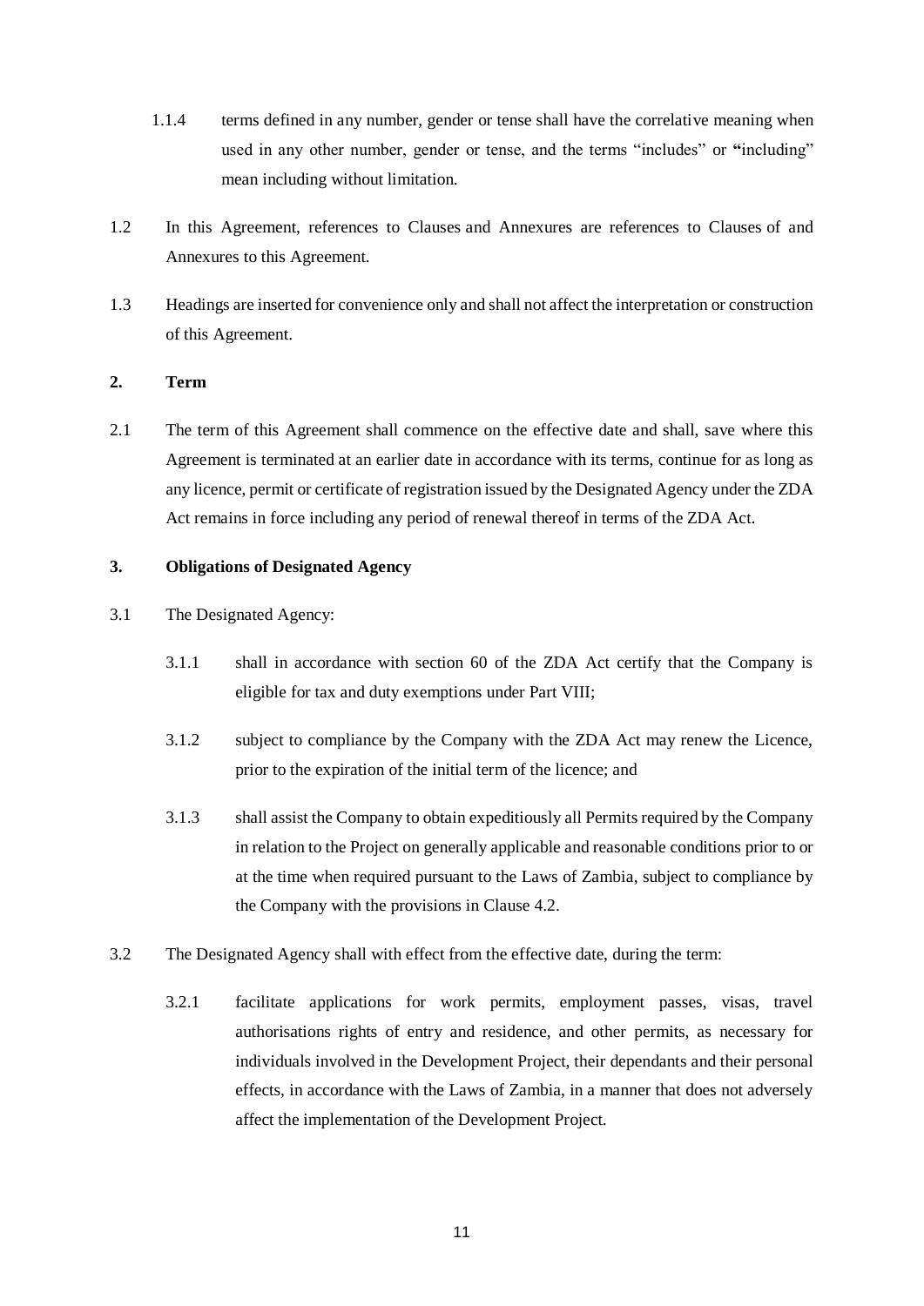1.1.4 terms defined in any number, gender or tense shall have the correlative meaning when used in any other number, gender or tense, and the terms "includes" or "including" mean including without limitation.

1.2 In this Agreement, references to Clauses and Annexures are references to Clauses of and Annexures to this Agreement.

1.3 Headings are inserted for convenience only and shall not affect the interpretation or construction of this Agreement.

## 2. Term

2.1 The term of this Agreement shall commence on the effective date and shall, save where this Agreement is terminated at an earlier date in accordance with its terms, continue for as long as any licence, permit or certificate of registration issued by the Designated Agency under the ZDA Act remains in force including any period of renewal thereof in terms of the ZDA Act.

## 3. Obligations of Designated Agency

3.1 The Designated Agency:

3.1.1 shall in accordance with section 60 of the ZDA Act certify that the Company is eligible for tax and duty exemptions under Part VIII;

3.1.2 subject to compliance by the Company with the ZDA Act may renew the Licence, prior to the expiration of the initial term of the licence; and

3.1.3 shall assist the Company to obtain expeditiously all Permits required by the Company in relation to the Project on generally applicable and reasonable conditions prior to or at the time when required pursuant to the Laws of Zambia, subject to compliance by the Company with the provisions in Clause 4.2.

3.2 The Designated Agency shall with effect from the effective date, during the term:

3.2.1 facilitate applications for work permits, employment passes, visas, travel authorisations rights of entry and residence, and other permits, as necessary for individuals involved in the Development Project, their dependants and their personal effects, in accordance with the Laws of Zambia, in a manner that does not adversely affect the implementation of the Development Project.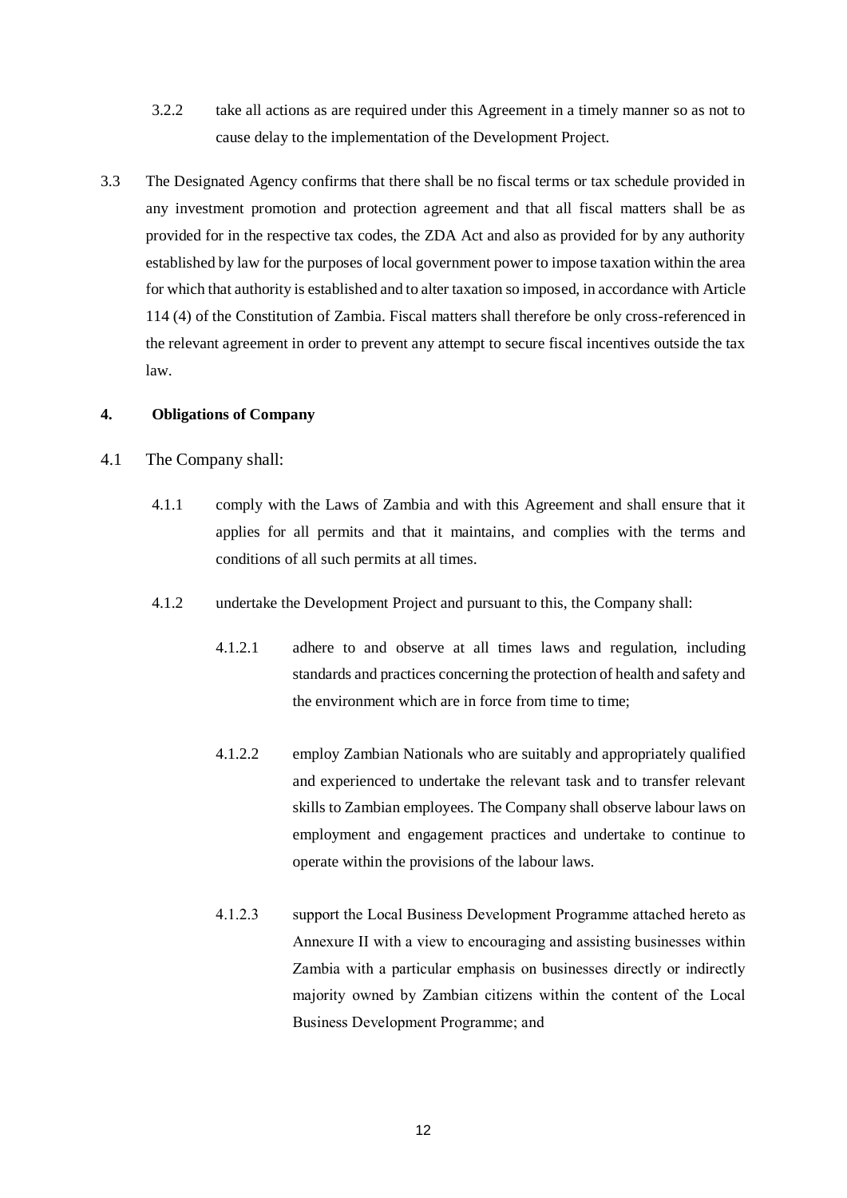3.2.2 take all actions as are required under this Agreement in a timely manner so as not to cause delay to the implementation of the Development Project.

3.3 The Designated Agency confirms that there shall be no fiscal terms or tax schedule provided in any investment promotion and protection agreement and that all fiscal matters shall be as provided for in the respective tax codes, the ZDA Act and also as provided for by any authority established by law for the purposes of local government power to impose taxation within the area for which that authority is established and to alter taxation so imposed, in accordance with Article 114 (4) of the Constitution of Zambia. Fiscal matters shall therefore be only cross-referenced in the relevant agreement in order to prevent any attempt to secure fiscal incentives outside the tax law.

**4. Obligations of Company**

4.1 The Company shall:

4.1.1 comply with the Laws of Zambia and with this Agreement and shall ensure that it applies for all permits and that it maintains, and complies with the terms and conditions of all such permits at all times.

4.1.2 undertake the Development Project and pursuant to this, the Company shall:

4.1.2.1 adhere to and observe at all times laws and regulation, including standards and practices concerning the protection of health and safety and the environment which are in force from time to time;

4.1.2.2 employ Zambian Nationals who are suitably and appropriately qualified and experienced to undertake the relevant task and to transfer relevant skills to Zambian employees. The Company shall observe labour laws on employment and engagement practices and undertake to continue to operate within the provisions of the labour laws.

4.1.2.3 support the Local Business Development Programme attached hereto as Annexure II with a view to encouraging and assisting businesses within Zambia with a particular emphasis on businesses directly or indirectly majority owned by Zambian citizens within the content of the Local Business Development Programme; and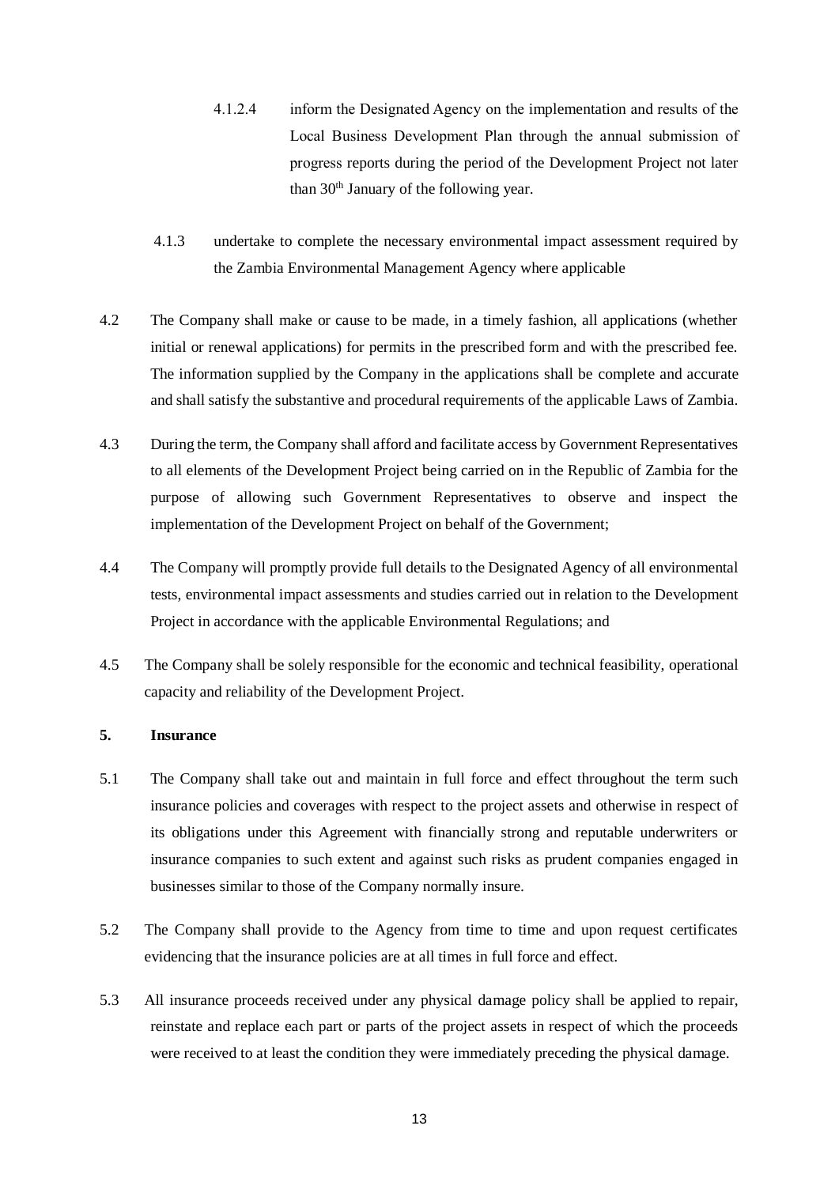4.1.2.4 inform the Designated Agency on the implementation and results of the Local Business Development Plan through the annual submission of progress reports during the period of the Development Project not later than 30th January of the following year.

4.1.3 undertake to complete the necessary environmental impact assessment required by the Zambia Environmental Management Agency where applicable

4.2 The Company shall make or cause to be made, in a timely fashion, all applications (whether initial or renewal applications) for permits in the prescribed form and with the prescribed fee. The information supplied by the Company in the applications shall be complete and accurate and shall satisfy the substantive and procedural requirements of the applicable Laws of Zambia.

4.3 During the term, the Company shall afford and facilitate access by Government Representatives to all elements of the Development Project being carried on in the Republic of Zambia for the purpose of allowing such Government Representatives to observe and inspect the implementation of the Development Project on behalf of the Government;

4.4 The Company will promptly provide full details to the Designated Agency of all environmental tests, environmental impact assessments and studies carried out in relation to the Development Project in accordance with the applicable Environmental Regulations; and

4.5 The Company shall be solely responsible for the economic and technical feasibility, operational capacity and reliability of the Development Project.

**5. Insurance**

5.1 The Company shall take out and maintain in full force and effect throughout the term such insurance policies and coverages with respect to the project assets and otherwise in respect of its obligations under this Agreement with financially strong and reputable underwriters or insurance companies to such extent and against such risks as prudent companies engaged in businesses similar to those of the Company normally insure.

5.2 The Company shall provide to the Agency from time to time and upon request certificates evidencing that the insurance policies are at all times in full force and effect.

5.3 All insurance proceeds received under any physical damage policy shall be applied to repair, reinstate and replace each part or parts of the project assets in respect of which the proceeds were received to at least the condition they were immediately preceding the physical damage.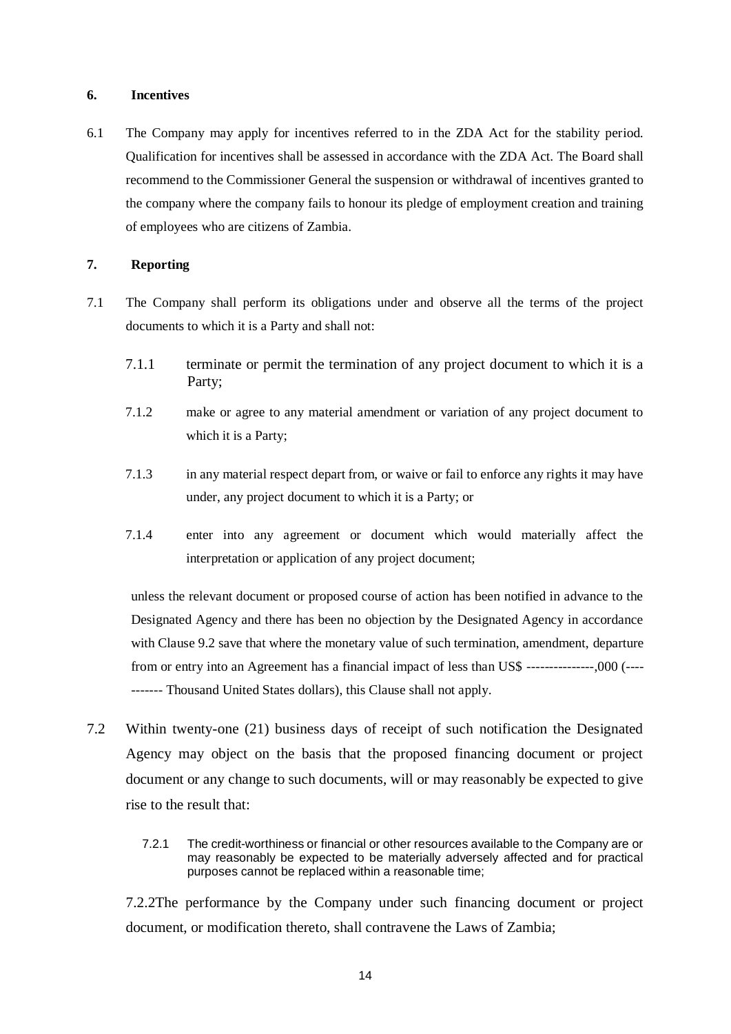## 6. Incentives

6.1 The Company may apply for incentives referred to in the ZDA Act for the stability period. Qualification for incentives shall be assessed in accordance with the ZDA Act. The Board shall recommend to the Commissioner General the suspension or withdrawal of incentives granted to the company where the company fails to honour its pledge of employment creation and training of employees who are citizens of Zambia.

## 7. Reporting

7.1 The Company shall perform its obligations under and observe all the terms of the project documents to which it is a Party and shall not:

7.1.1 terminate or permit the termination of any project document to which it is a Party;

7.1.2 make or agree to any material amendment or variation of any project document to which it is a Party;

7.1.3 in any material respect depart from, or waive or fail to enforce any rights it may have under, any project document to which it is a Party; or

7.1.4 enter into any agreement or document which would materially affect the interpretation or application of any project document;

unless the relevant document or proposed course of action has been notified in advance to the Designated Agency and there has been no objection by the Designated Agency in accordance with Clause 9.2 save that where the monetary value of such termination, amendment, departure from or entry into an Agreement has a financial impact of less than US$ ---------------,000 (----------- Thousand United States dollars), this Clause shall not apply.

7.2 Within twenty-one (21) business days of receipt of such notification the Designated Agency may object on the basis that the proposed financing document or project document or any change to such documents, will or may reasonably be expected to give rise to the result that:

7.2.1 The credit-worthiness or financial or other resources available to the Company are or may reasonably be expected to be materially adversely affected and for practical purposes cannot be replaced within a reasonable time;

7.2.2 The performance by the Company under such financing document or project document, or modification thereto, shall contravene the Laws of Zambia;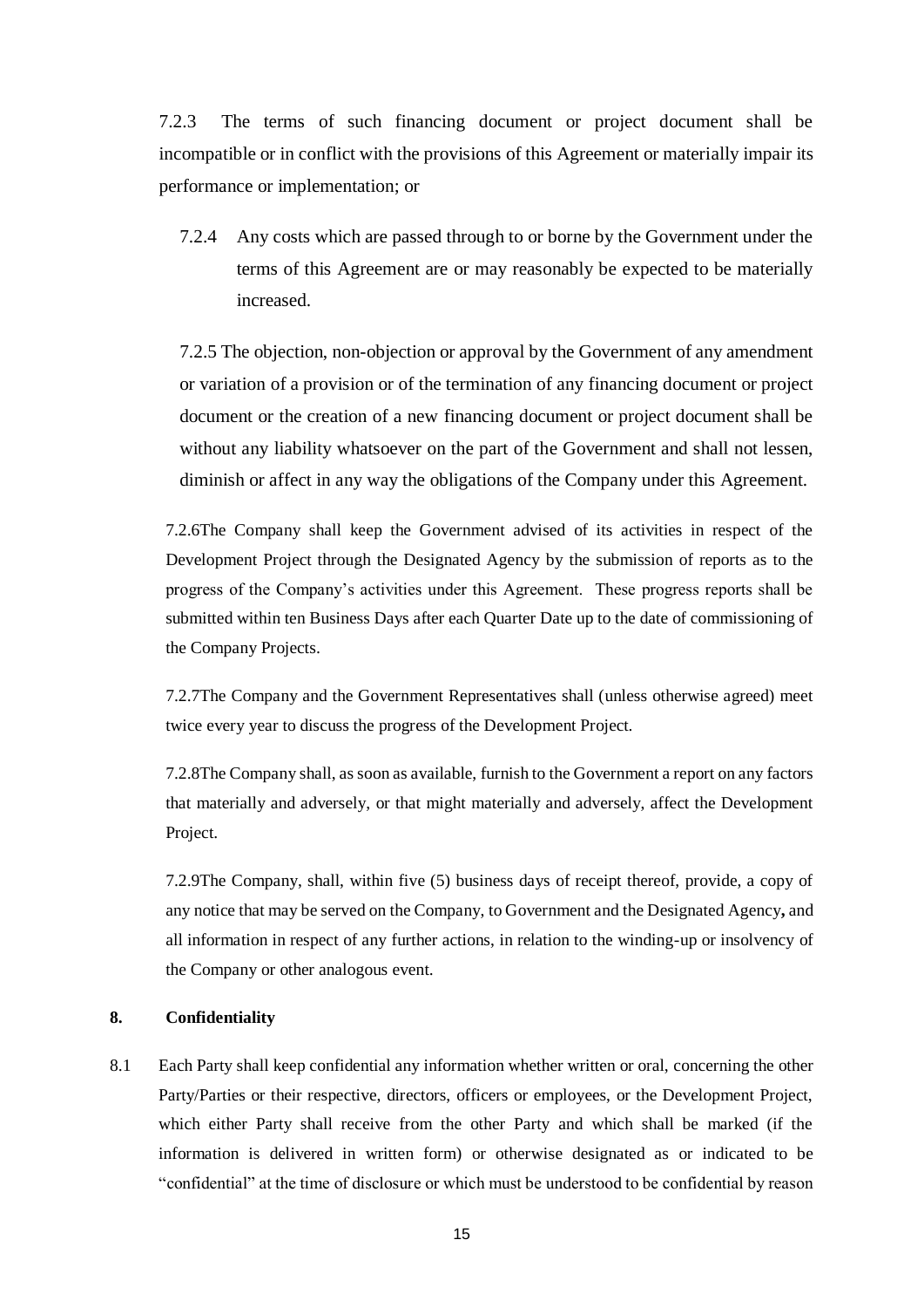7.2.3 The terms of such financing document or project document shall be incompatible or in conflict with the provisions of this Agreement or materially impair its performance or implementation; or

7.2.4 Any costs which are passed through to or borne by the Government under the terms of this Agreement are or may reasonably be expected to be materially increased.

7.2.5 The objection, non-objection or approval by the Government of any amendment or variation of a provision or of the termination of any financing document or project document or the creation of a new financing document or project document shall be without any liability whatsoever on the part of the Government and shall not lessen, diminish or affect in any way the obligations of the Company under this Agreement.

7.2.6The Company shall keep the Government advised of its activities in respect of the Development Project through the Designated Agency by the submission of reports as to the progress of the Company's activities under this Agreement. These progress reports shall be submitted within ten Business Days after each Quarter Date up to the date of commissioning of the Company Projects.

7.2.7The Company and the Government Representatives shall (unless otherwise agreed) meet twice every year to discuss the progress of the Development Project.

7.2.8The Company shall, as soon as available, furnish to the Government a report on any factors that materially and adversely, or that might materially and adversely, affect the Development Project.

7.2.9The Company, shall, within five (5) business days of receipt thereof, provide, a copy of any notice that may be served on the Company, to Government and the Designated Agency**,** and all information in respect of any further actions, in relation to the winding-up or insolvency of the Company or other analogous event.

## 8. Confidentiality

8.1 Each Party shall keep confidential any information whether written or oral, concerning the other Party/Parties or their respective, directors, officers or employees, or the Development Project, which either Party shall receive from the other Party and which shall be marked (if the information is delivered in written form) or otherwise designated as or indicated to be "confidential" at the time of disclosure or which must be understood to be confidential by reason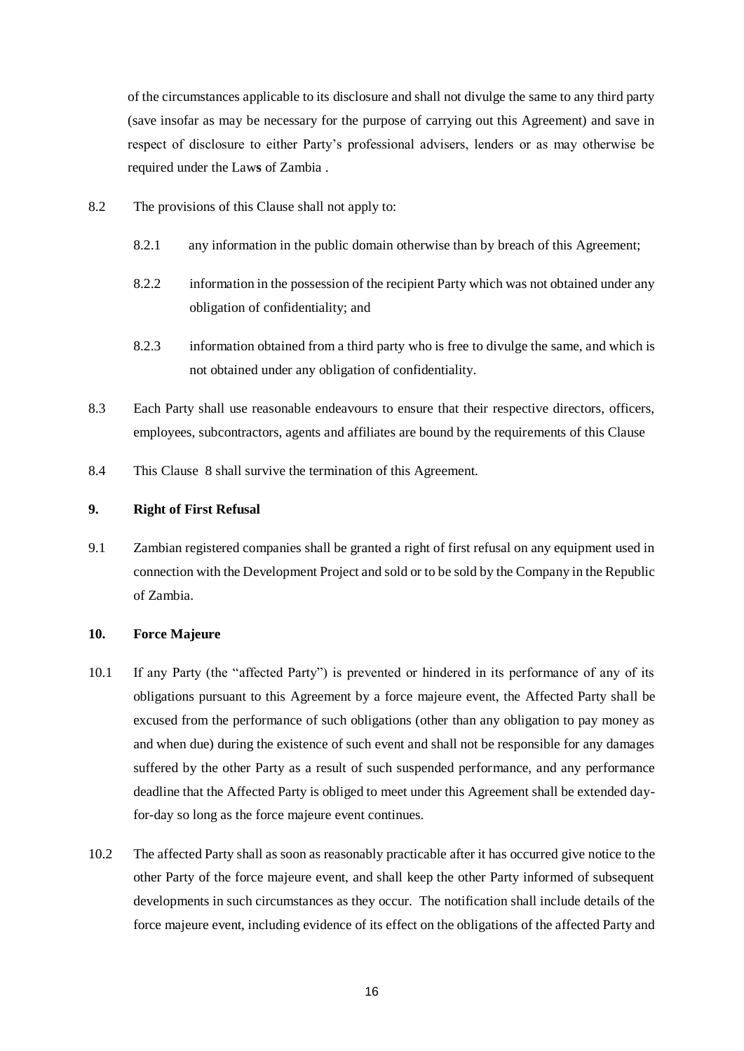of the circumstances applicable to its disclosure and shall not divulge the same to any third party (save insofar as may be necessary for the purpose of carrying out this Agreement) and save in respect of disclosure to either Party's professional advisers, lenders or as may otherwise be required under the Laws of Zambia .

8.2 The provisions of this Clause shall not apply to:

8.2.1 any information in the public domain otherwise than by breach of this Agreement;

8.2.2 information in the possession of the recipient Party which was not obtained under any obligation of confidentiality; and

8.2.3 information obtained from a third party who is free to divulge the same, and which is not obtained under any obligation of confidentiality.

8.3 Each Party shall use reasonable endeavours to ensure that their respective directors, officers, employees, subcontractors, agents and affiliates are bound by the requirements of this Clause

8.4 This Clause 8 shall survive the termination of this Agreement.

**9. Right of First Refusal**

9.1 Zambian registered companies shall be granted a right of first refusal on any equipment used in connection with the Development Project and sold or to be sold by the Company in the Republic of Zambia.

**10. Force Majeure**

10.1 If any Party (the "affected Party") is prevented or hindered in its performance of any of its obligations pursuant to this Agreement by a force majeure event, the Affected Party shall be excused from the performance of such obligations (other than any obligation to pay money as and when due) during the existence of such event and shall not be responsible for any damages suffered by the other Party as a result of such suspended performance, and any performance deadline that the Affected Party is obliged to meet under this Agreement shall be extended day-for-day so long as the force majeure event continues.

10.2 The affected Party shall as soon as reasonably practicable after it has occurred give notice to the other Party of the force majeure event, and shall keep the other Party informed of subsequent developments in such circumstances as they occur. The notification shall include details of the force majeure event, including evidence of its effect on the obligations of the affected Party and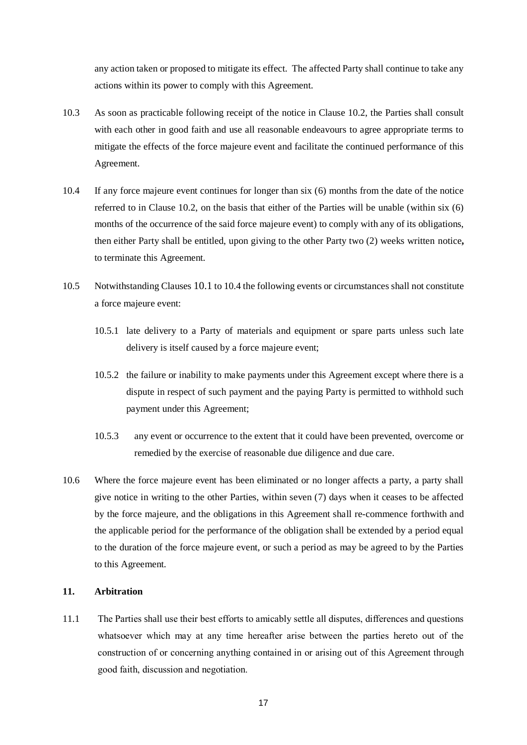any action taken or proposed to mitigate its effect. The affected Party shall continue to take any actions within its power to comply with this Agreement.

10.3 As soon as practicable following receipt of the notice in Clause 10.2, the Parties shall consult with each other in good faith and use all reasonable endeavours to agree appropriate terms to mitigate the effects of the force majeure event and facilitate the continued performance of this Agreement.

10.4 If any force majeure event continues for longer than six (6) months from the date of the notice referred to in Clause 10.2, on the basis that either of the Parties will be unable (within six (6) months of the occurrence of the said force majeure event) to comply with any of its obligations, then either Party shall be entitled, upon giving to the other Party two (2) weeks written notice**,** to terminate this Agreement.

10.5 Notwithstanding Clauses 10.1 to 10.4 the following events or circumstances shall not constitute a force majeure event:

10.5.1 late delivery to a Party of materials and equipment or spare parts unless such late delivery is itself caused by a force majeure event;

10.5.2 the failure or inability to make payments under this Agreement except where there is a dispute in respect of such payment and the paying Party is permitted to withhold such payment under this Agreement;

10.5.3 any event or occurrence to the extent that it could have been prevented, overcome or remedied by the exercise of reasonable due diligence and due care.

10.6 Where the force majeure event has been eliminated or no longer affects a party, a party shall give notice in writing to the other Parties, within seven (7) days when it ceases to be affected by the force majeure, and the obligations in this Agreement shall re-commence forthwith and the applicable period for the performance of the obligation shall be extended by a period equal to the duration of the force majeure event, or such a period as may be agreed to by the Parties to this Agreement.

## 11. Arbitration

11.1 The Parties shall use their best efforts to amicably settle all disputes, differences and questions whatsoever which may at any time hereafter arise between the parties hereto out of the construction of or concerning anything contained in or arising out of this Agreement through good faith, discussion and negotiation.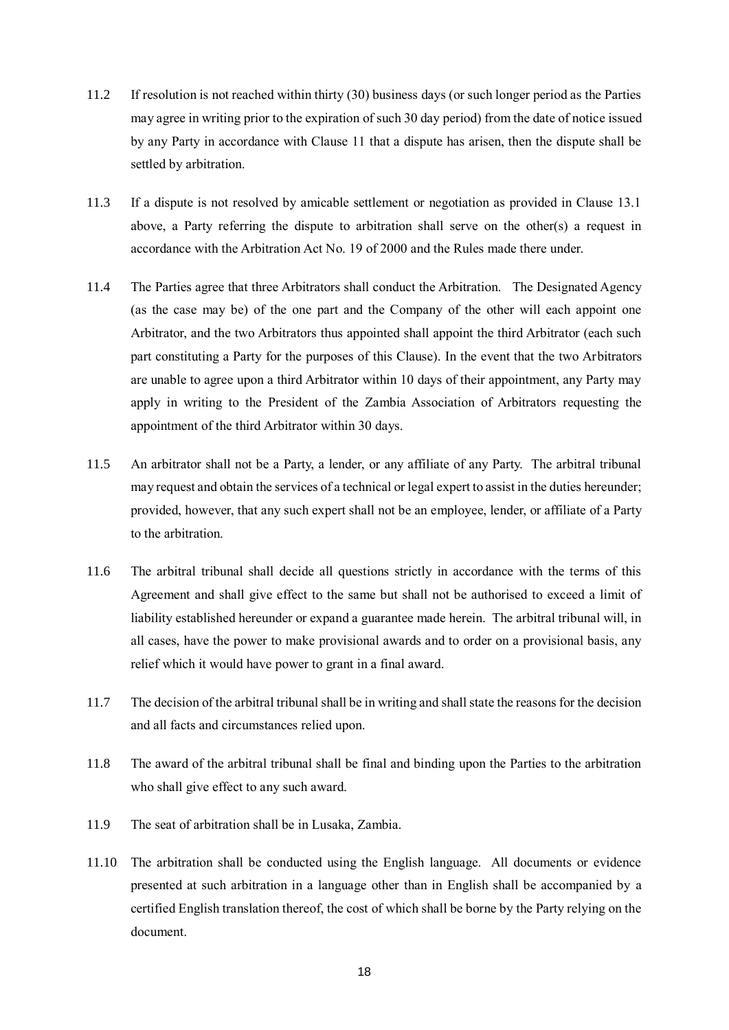11.2 If resolution is not reached within thirty (30) business days (or such longer period as the Parties may agree in writing prior to the expiration of such 30 day period) from the date of notice issued by any Party in accordance with Clause 11 that a dispute has arisen, then the dispute shall be settled by arbitration.

11.3 If a dispute is not resolved by amicable settlement or negotiation as provided in Clause 13.1 above, a Party referring the dispute to arbitration shall serve on the other(s) a request in accordance with the Arbitration Act No. 19 of 2000 and the Rules made there under.

11.4 The Parties agree that three Arbitrators shall conduct the Arbitration. The Designated Agency (as the case may be) of the one part and the Company of the other will each appoint one Arbitrator, and the two Arbitrators thus appointed shall appoint the third Arbitrator (each such part constituting a Party for the purposes of this Clause). In the event that the two Arbitrators are unable to agree upon a third Arbitrator within 10 days of their appointment, any Party may apply in writing to the President of the Zambia Association of Arbitrators requesting the appointment of the third Arbitrator within 30 days.

11.5 An arbitrator shall not be a Party, a lender, or any affiliate of any Party. The arbitral tribunal may request and obtain the services of a technical or legal expert to assist in the duties hereunder; provided, however, that any such expert shall not be an employee, lender, or affiliate of a Party to the arbitration.

11.6 The arbitral tribunal shall decide all questions strictly in accordance with the terms of this Agreement and shall give effect to the same but shall not be authorised to exceed a limit of liability established hereunder or expand a guarantee made herein. The arbitral tribunal will, in all cases, have the power to make provisional awards and to order on a provisional basis, any relief which it would have power to grant in a final award.

11.7 The decision of the arbitral tribunal shall be in writing and shall state the reasons for the decision and all facts and circumstances relied upon.

11.8 The award of the arbitral tribunal shall be final and binding upon the Parties to the arbitration who shall give effect to any such award.

11.9 The seat of arbitration shall be in Lusaka, Zambia.

11.10 The arbitration shall be conducted using the English language. All documents or evidence presented at such arbitration in a language other than in English shall be accompanied by a certified English translation thereof, the cost of which shall be borne by the Party relying on the document.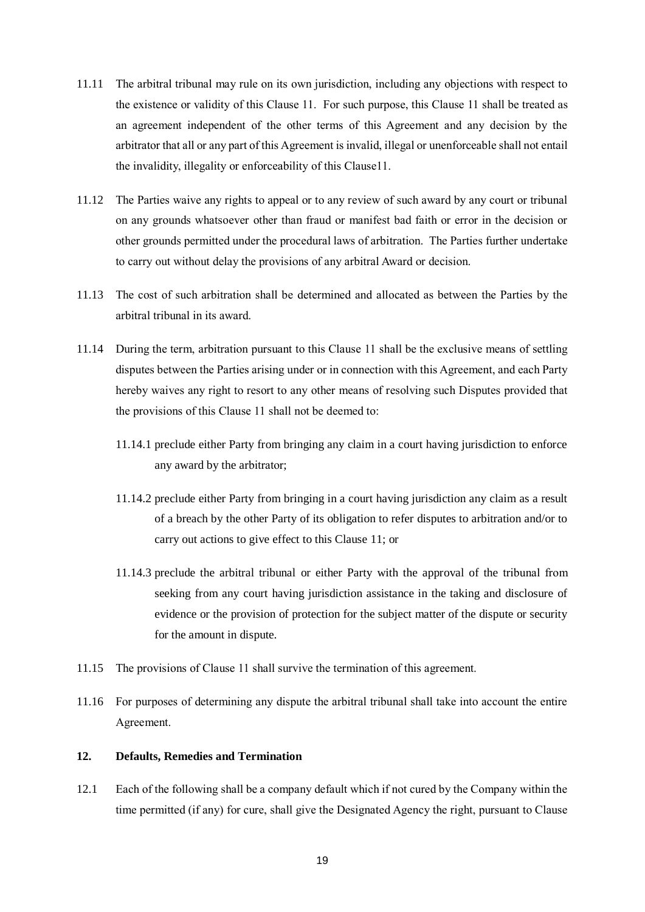11.11 The arbitral tribunal may rule on its own jurisdiction, including any objections with respect to the existence or validity of this Clause 11. For such purpose, this Clause 11 shall be treated as an agreement independent of the other terms of this Agreement and any decision by the arbitrator that all or any part of this Agreement is invalid, illegal or unenforceable shall not entail the invalidity, illegality or enforceability of this Clause11.

11.12 The Parties waive any rights to appeal or to any review of such award by any court or tribunal on any grounds whatsoever other than fraud or manifest bad faith or error in the decision or other grounds permitted under the procedural laws of arbitration. The Parties further undertake to carry out without delay the provisions of any arbitral Award or decision.

11.13 The cost of such arbitration shall be determined and allocated as between the Parties by the arbitral tribunal in its award.

11.14 During the term, arbitration pursuant to this Clause 11 shall be the exclusive means of settling disputes between the Parties arising under or in connection with this Agreement, and each Party hereby waives any right to resort to any other means of resolving such Disputes provided that the provisions of this Clause 11 shall not be deemed to:

11.14.1 preclude either Party from bringing any claim in a court having jurisdiction to enforce any award by the arbitrator;

11.14.2 preclude either Party from bringing in a court having jurisdiction any claim as a result of a breach by the other Party of its obligation to refer disputes to arbitration and/or to carry out actions to give effect to this Clause 11; or

11.14.3 preclude the arbitral tribunal or either Party with the approval of the tribunal from seeking from any court having jurisdiction assistance in the taking and disclosure of evidence or the provision of protection for the subject matter of the dispute or security for the amount in dispute.

11.15 The provisions of Clause 11 shall survive the termination of this agreement.

11.16 For purposes of determining any dispute the arbitral tribunal shall take into account the entire Agreement.

**12. Defaults, Remedies and Termination**

12.1 Each of the following shall be a company default which if not cured by the Company within the time permitted (if any) for cure, shall give the Designated Agency the right, pursuant to Clause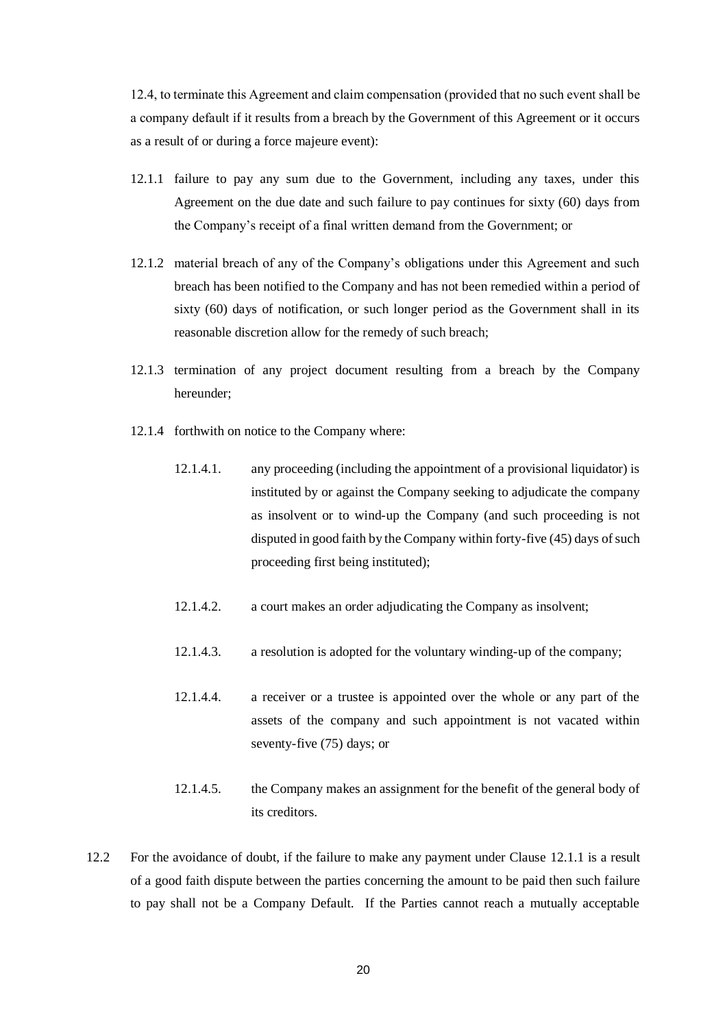12.4, to terminate this Agreement and claim compensation (provided that no such event shall be a company default if it results from a breach by the Government of this Agreement or it occurs as a result of or during a force majeure event):

12.1.1 failure to pay any sum due to the Government, including any taxes, under this Agreement on the due date and such failure to pay continues for sixty (60) days from the Company's receipt of a final written demand from the Government; or

12.1.2 material breach of any of the Company's obligations under this Agreement and such breach has been notified to the Company and has not been remedied within a period of sixty (60) days of notification, or such longer period as the Government shall in its reasonable discretion allow for the remedy of such breach;

12.1.3 termination of any project document resulting from a breach by the Company hereunder;

12.1.4 forthwith on notice to the Company where:

12.1.4.1. any proceeding (including the appointment of a provisional liquidator) is instituted by or against the Company seeking to adjudicate the company as insolvent or to wind-up the Company (and such proceeding is not disputed in good faith by the Company within forty-five (45) days of such proceeding first being instituted);

12.1.4.2. a court makes an order adjudicating the Company as insolvent;

12.1.4.3. a resolution is adopted for the voluntary winding-up of the company;

12.1.4.4. a receiver or a trustee is appointed over the whole or any part of the assets of the company and such appointment is not vacated within seventy-five (75) days; or

12.1.4.5. the Company makes an assignment for the benefit of the general body of its creditors.

12.2 For the avoidance of doubt, if the failure to make any payment under Clause 12.1.1 is a result of a good faith dispute between the parties concerning the amount to be paid then such failure to pay shall not be a Company Default. If the Parties cannot reach a mutually acceptable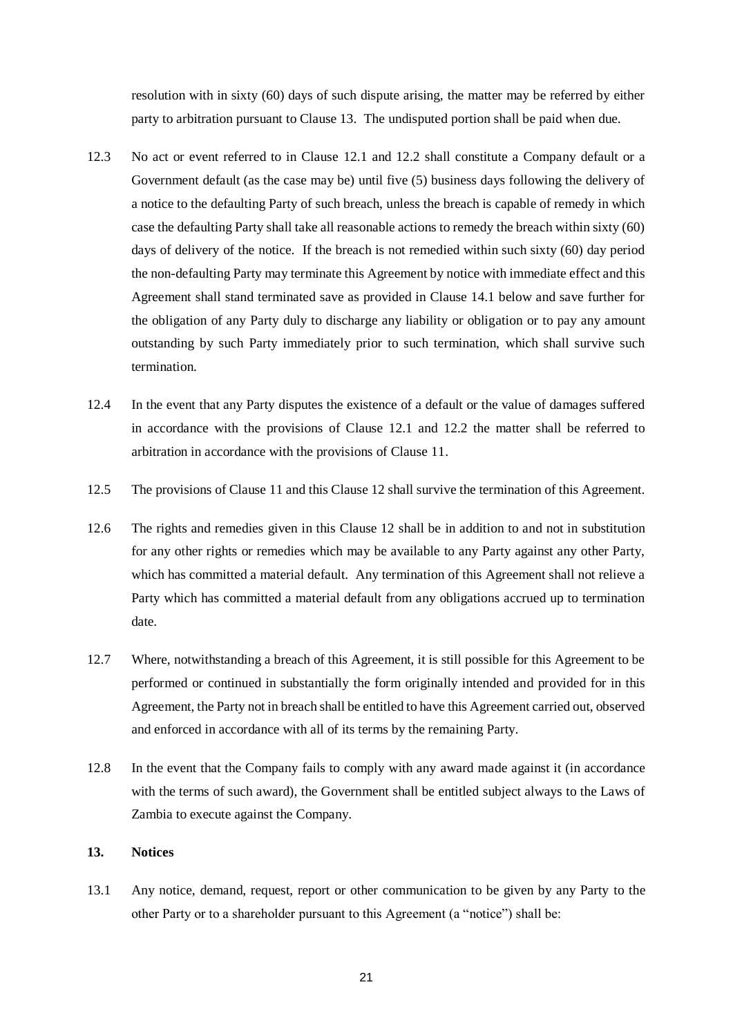resolution with in sixty (60) days of such dispute arising, the matter may be referred by either party to arbitration pursuant to Clause 13. The undisputed portion shall be paid when due.

12.3 No act or event referred to in Clause 12.1 and 12.2 shall constitute a Company default or a Government default (as the case may be) until five (5) business days following the delivery of a notice to the defaulting Party of such breach, unless the breach is capable of remedy in which case the defaulting Party shall take all reasonable actions to remedy the breach within sixty (60) days of delivery of the notice. If the breach is not remedied within such sixty (60) day period the non-defaulting Party may terminate this Agreement by notice with immediate effect and this Agreement shall stand terminated save as provided in Clause 14.1 below and save further for the obligation of any Party duly to discharge any liability or obligation or to pay any amount outstanding by such Party immediately prior to such termination, which shall survive such termination.

12.4 In the event that any Party disputes the existence of a default or the value of damages suffered in accordance with the provisions of Clause 12.1 and 12.2 the matter shall be referred to arbitration in accordance with the provisions of Clause 11.

12.5 The provisions of Clause 11 and this Clause 12 shall survive the termination of this Agreement.

12.6 The rights and remedies given in this Clause 12 shall be in addition to and not in substitution for any other rights or remedies which may be available to any Party against any other Party, which has committed a material default. Any termination of this Agreement shall not relieve a Party which has committed a material default from any obligations accrued up to termination date.

12.7 Where, notwithstanding a breach of this Agreement, it is still possible for this Agreement to be performed or continued in substantially the form originally intended and provided for in this Agreement, the Party not in breach shall be entitled to have this Agreement carried out, observed and enforced in accordance with all of its terms by the remaining Party.

12.8 In the event that the Company fails to comply with any award made against it (in accordance with the terms of such award), the Government shall be entitled subject always to the Laws of Zambia to execute against the Company.

## 13. Notices

13.1 Any notice, demand, request, report or other communication to be given by any Party to the other Party or to a shareholder pursuant to this Agreement (a "notice") shall be: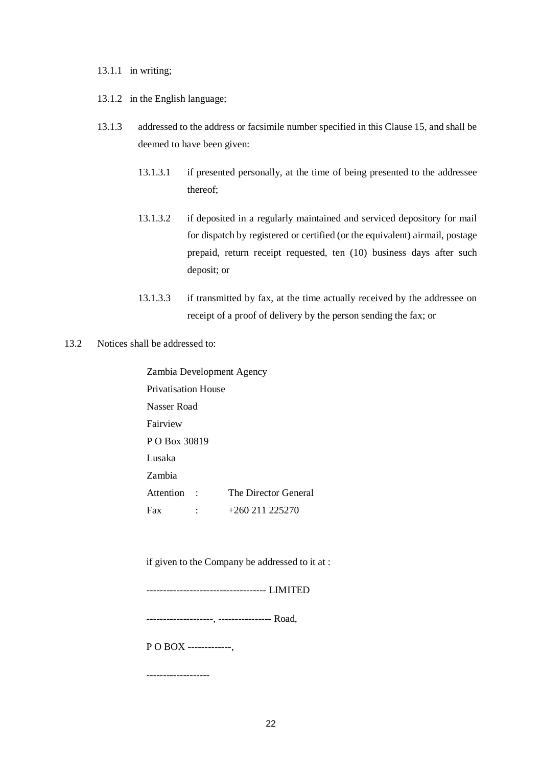13.1.1 in writing;

13.1.2 in the English language;

13.1.3 addressed to the address or facsimile number specified in this Clause 15, and shall be deemed to have been given:

13.1.3.1 if presented personally, at the time of being presented to the addressee thereof;

13.1.3.2 if deposited in a regularly maintained and serviced depository for mail for dispatch by registered or certified (or the equivalent) airmail, postage prepaid, return receipt requested, ten (10) business days after such deposit; or

13.1.3.3 if transmitted by fax, at the time actually received by the addressee on receipt of a proof of delivery by the person sending the fax; or

13.2 Notices shall be addressed to:

Zambia Development Agency
Privatisation House
Nasser Road
Fairview
P O Box 30819
Lusaka
Zambia
Attention : The Director General
Fax : +260 211 225270

if given to the Company be addressed to it at :

----------------------------------- LIMITED

--------------------, ---------------- Road,

P O BOX -------------,

-------------------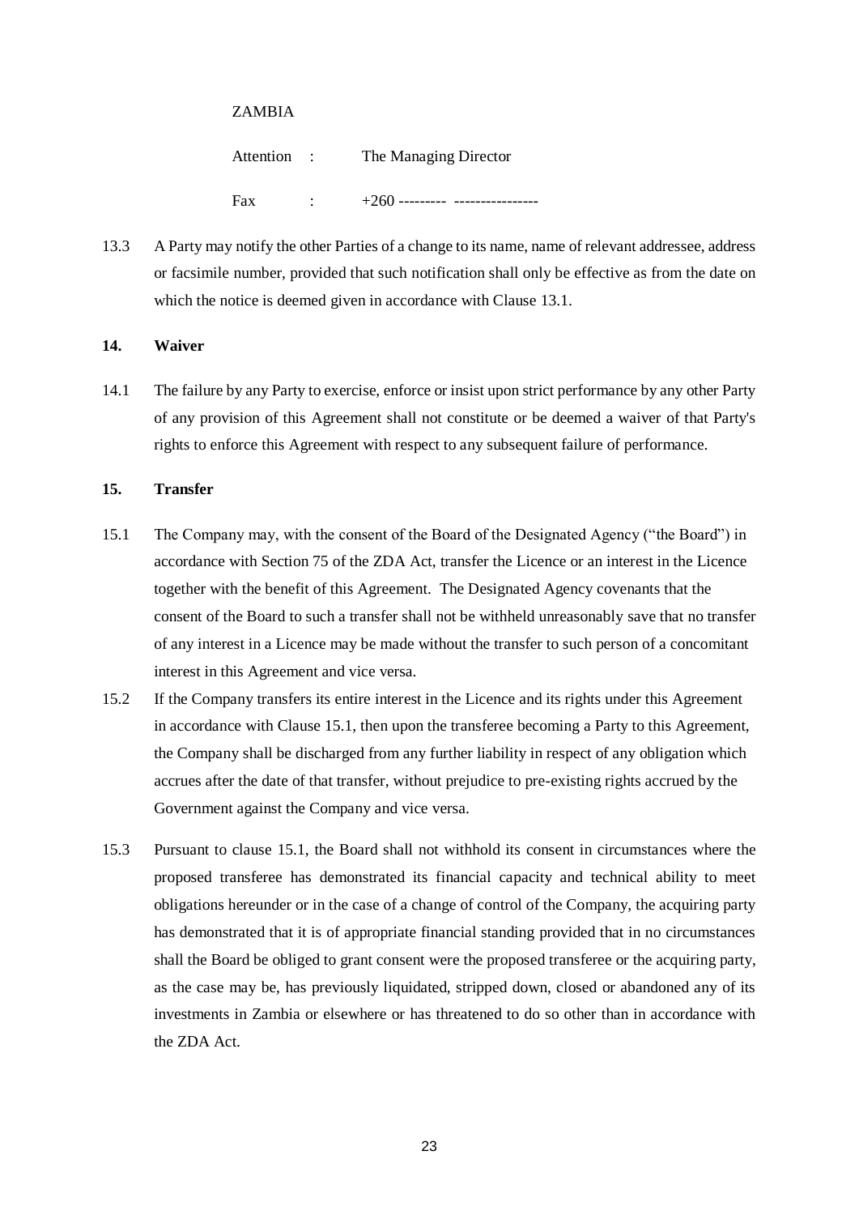ZAMBIA

Attention : The Managing Director

Fax : +260 --------- ----------------

13.3 A Party may notify the other Parties of a change to its name, name of relevant addressee, address or facsimile number, provided that such notification shall only be effective as from the date on which the notice is deemed given in accordance with Clause 13.1.

**14. Waiver**

14.1 The failure by any Party to exercise, enforce or insist upon strict performance by any other Party of any provision of this Agreement shall not constitute or be deemed a waiver of that Party's rights to enforce this Agreement with respect to any subsequent failure of performance.

**15. Transfer**

15.1 The Company may, with the consent of the Board of the Designated Agency ("the Board") in accordance with Section 75 of the ZDA Act, transfer the Licence or an interest in the Licence together with the benefit of this Agreement. The Designated Agency covenants that the consent of the Board to such a transfer shall not be withheld unreasonably save that no transfer of any interest in a Licence may be made without the transfer to such person of a concomitant interest in this Agreement and vice versa.

15.2 If the Company transfers its entire interest in the Licence and its rights under this Agreement in accordance with Clause 15.1, then upon the transferee becoming a Party to this Agreement, the Company shall be discharged from any further liability in respect of any obligation which accrues after the date of that transfer, without prejudice to pre-existing rights accrued by the Government against the Company and vice versa.

15.3 Pursuant to clause 15.1, the Board shall not withhold its consent in circumstances where the proposed transferee has demonstrated its financial capacity and technical ability to meet obligations hereunder or in the case of a change of control of the Company, the acquiring party has demonstrated that it is of appropriate financial standing provided that in no circumstances shall the Board be obliged to grant consent were the proposed transferee or the acquiring party, as the case may be, has previously liquidated, stripped down, closed or abandoned any of its investments in Zambia or elsewhere or has threatened to do so other than in accordance with the ZDA Act.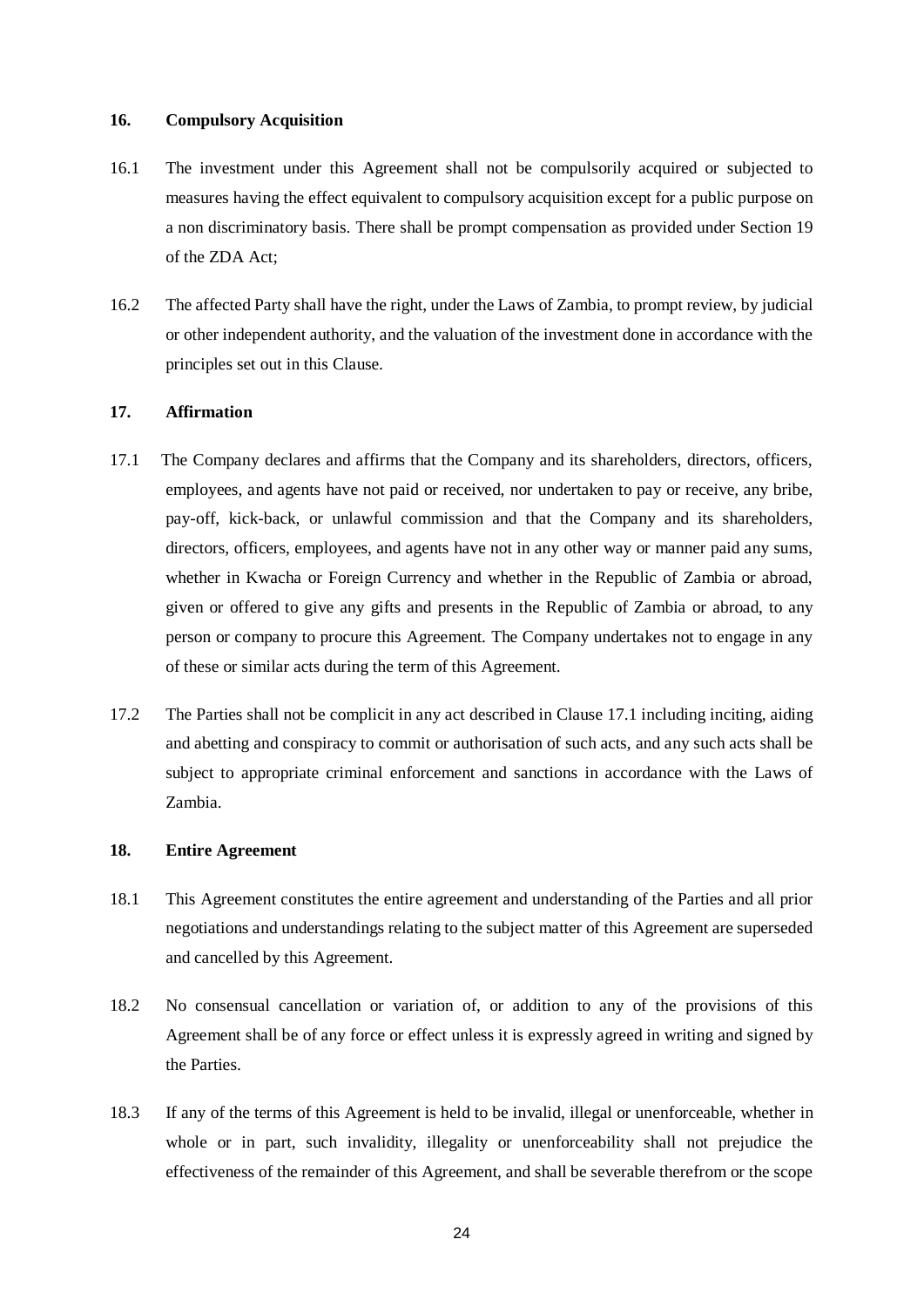## 16. Compulsory Acquisition

16.1 The investment under this Agreement shall not be compulsorily acquired or subjected to measures having the effect equivalent to compulsory acquisition except for a public purpose on a non discriminatory basis. There shall be prompt compensation as provided under Section 19 of the ZDA Act;

16.2 The affected Party shall have the right, under the Laws of Zambia, to prompt review, by judicial or other independent authority, and the valuation of the investment done in accordance with the principles set out in this Clause.

## 17. Affirmation

17.1 The Company declares and affirms that the Company and its shareholders, directors, officers, employees, and agents have not paid or received, nor undertaken to pay or receive, any bribe, pay-off, kick-back, or unlawful commission and that the Company and its shareholders, directors, officers, employees, and agents have not in any other way or manner paid any sums, whether in Kwacha or Foreign Currency and whether in the Republic of Zambia or abroad, given or offered to give any gifts and presents in the Republic of Zambia or abroad, to any person or company to procure this Agreement. The Company undertakes not to engage in any of these or similar acts during the term of this Agreement.

17.2 The Parties shall not be complicit in any act described in Clause 17.1 including inciting, aiding and abetting and conspiracy to commit or authorisation of such acts, and any such acts shall be subject to appropriate criminal enforcement and sanctions in accordance with the Laws of Zambia.

## 18. Entire Agreement

18.1 This Agreement constitutes the entire agreement and understanding of the Parties and all prior negotiations and understandings relating to the subject matter of this Agreement are superseded and cancelled by this Agreement.

18.2 No consensual cancellation or variation of, or addition to any of the provisions of this Agreement shall be of any force or effect unless it is expressly agreed in writing and signed by the Parties.

18.3 If any of the terms of this Agreement is held to be invalid, illegal or unenforceable, whether in whole or in part, such invalidity, illegality or unenforceability shall not prejudice the effectiveness of the remainder of this Agreement, and shall be severable therefrom or the scope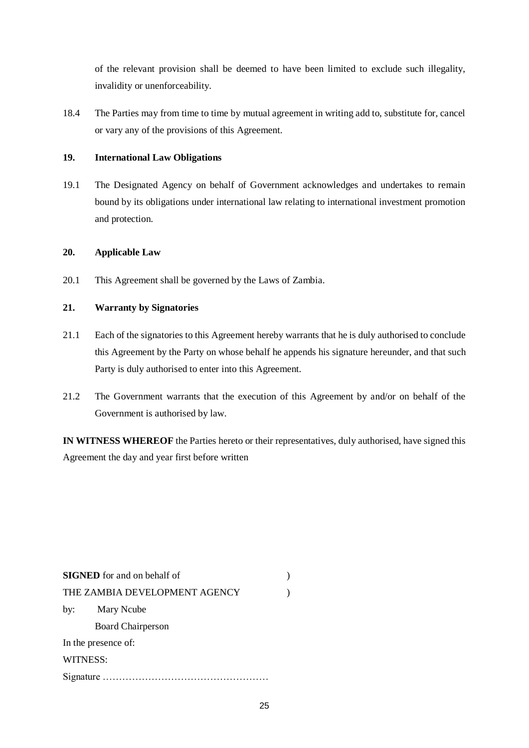of the relevant provision shall be deemed to have been limited to exclude such illegality, invalidity or unenforceability.

18.4 The Parties may from time to time by mutual agreement in writing add to, substitute for, cancel or vary any of the provisions of this Agreement.

**19. International Law Obligations**

19.1 The Designated Agency on behalf of Government acknowledges and undertakes to remain bound by its obligations under international law relating to international investment promotion and protection.

**20. Applicable Law**

20.1 This Agreement shall be governed by the Laws of Zambia.

**21. Warranty by Signatories**

21.1 Each of the signatories to this Agreement hereby warrants that he is duly authorised to conclude this Agreement by the Party on whose behalf he appends his signature hereunder, and that such Party is duly authorised to enter into this Agreement.

21.2 The Government warrants that the execution of this Agreement by and/or on behalf of the Government is authorised by law.

**IN WITNESS WHEREOF** the Parties hereto or their representatives, duly authorised, have signed this Agreement the day and year first before written

**SIGNED** for and on behalf of )
THE ZAMBIA DEVELOPMENT AGENCY )
by: Mary Ncube
Board Chairperson
In the presence of:
WITNESS:
Signature ……………………………………………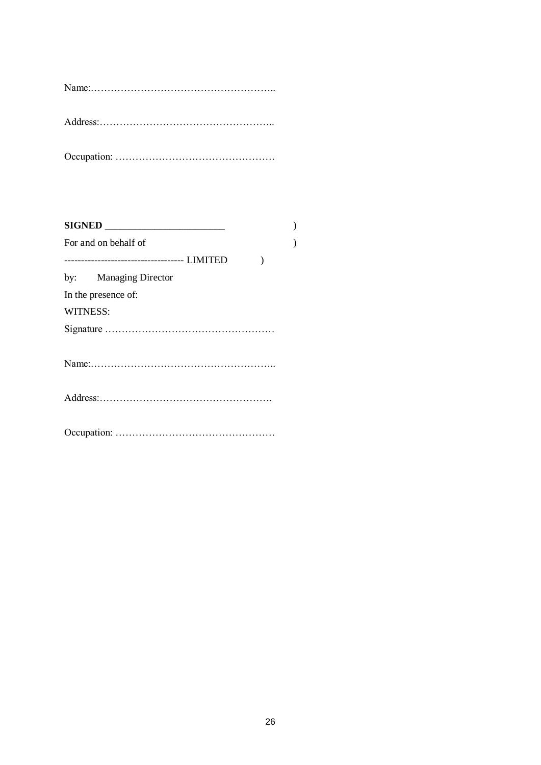Name:………………………………………………..

Address:……………………………………………..

Occupation: …………………………………………

**SIGNED** ______________________ )

For and on behalf of )

----------------------------------- LIMITED )

by: Managing Director

In the presence of:

WITNESS:

Signature ……………………………………………

Name:………………………………………………..

Address:…………………………………………….

Occupation: …………………………………………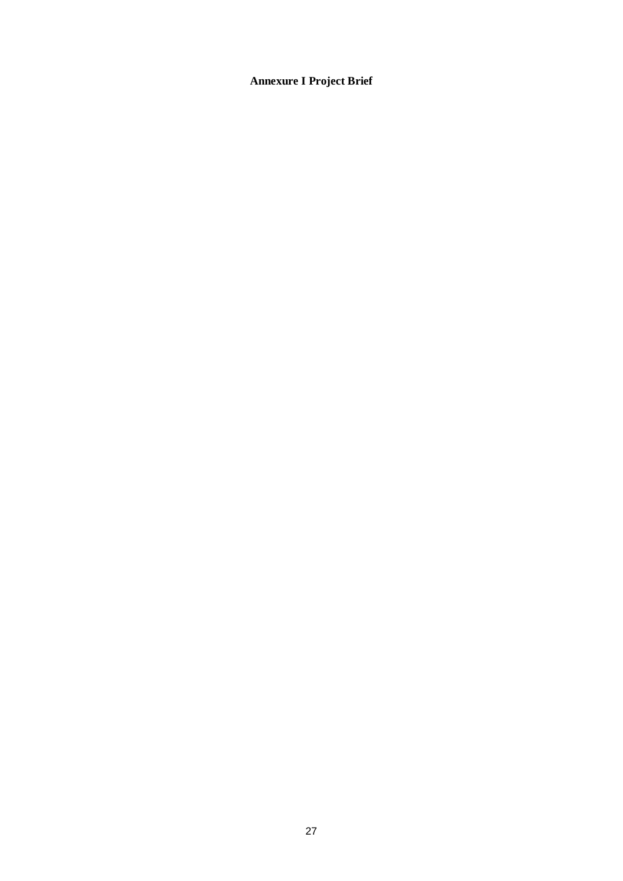# Annexure I Project Brief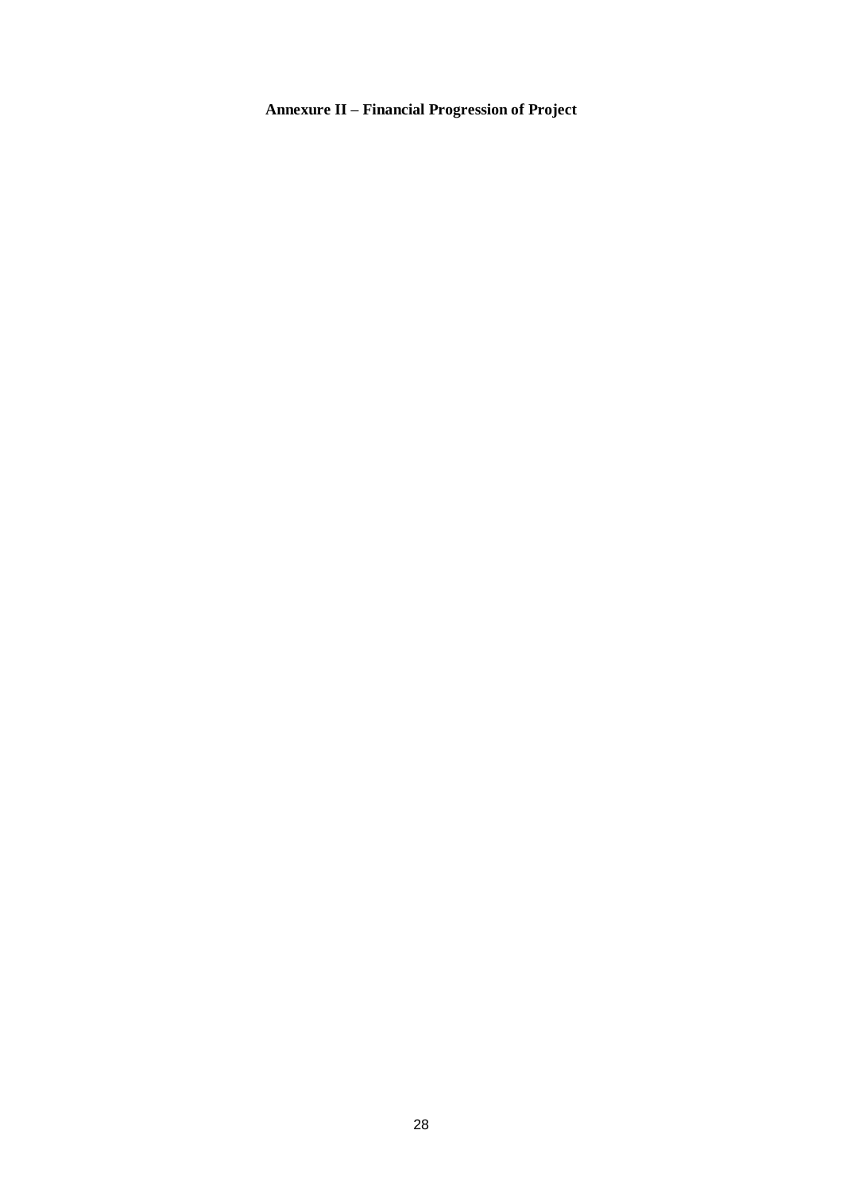**Annexure II – Financial Progression of Project**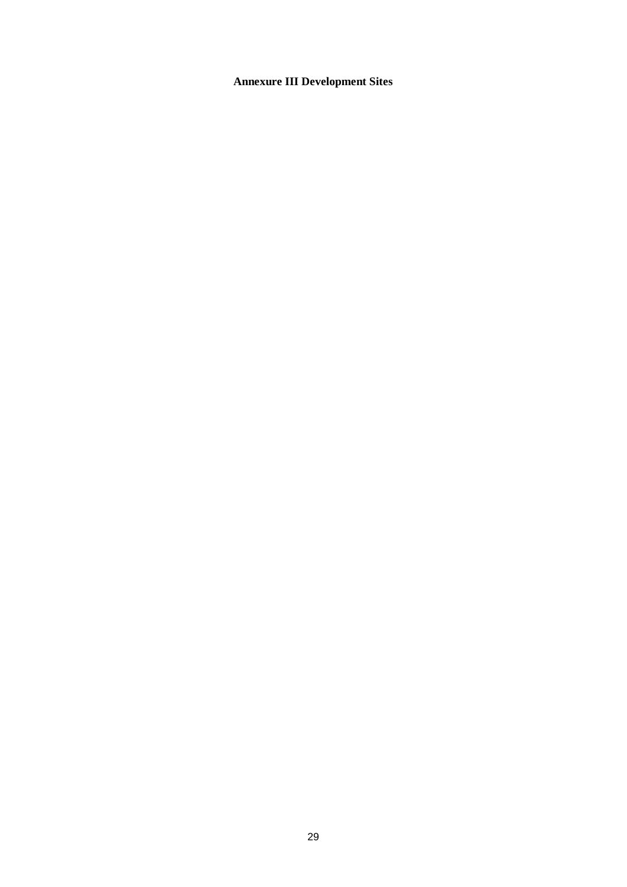**Annexure III Development Sites**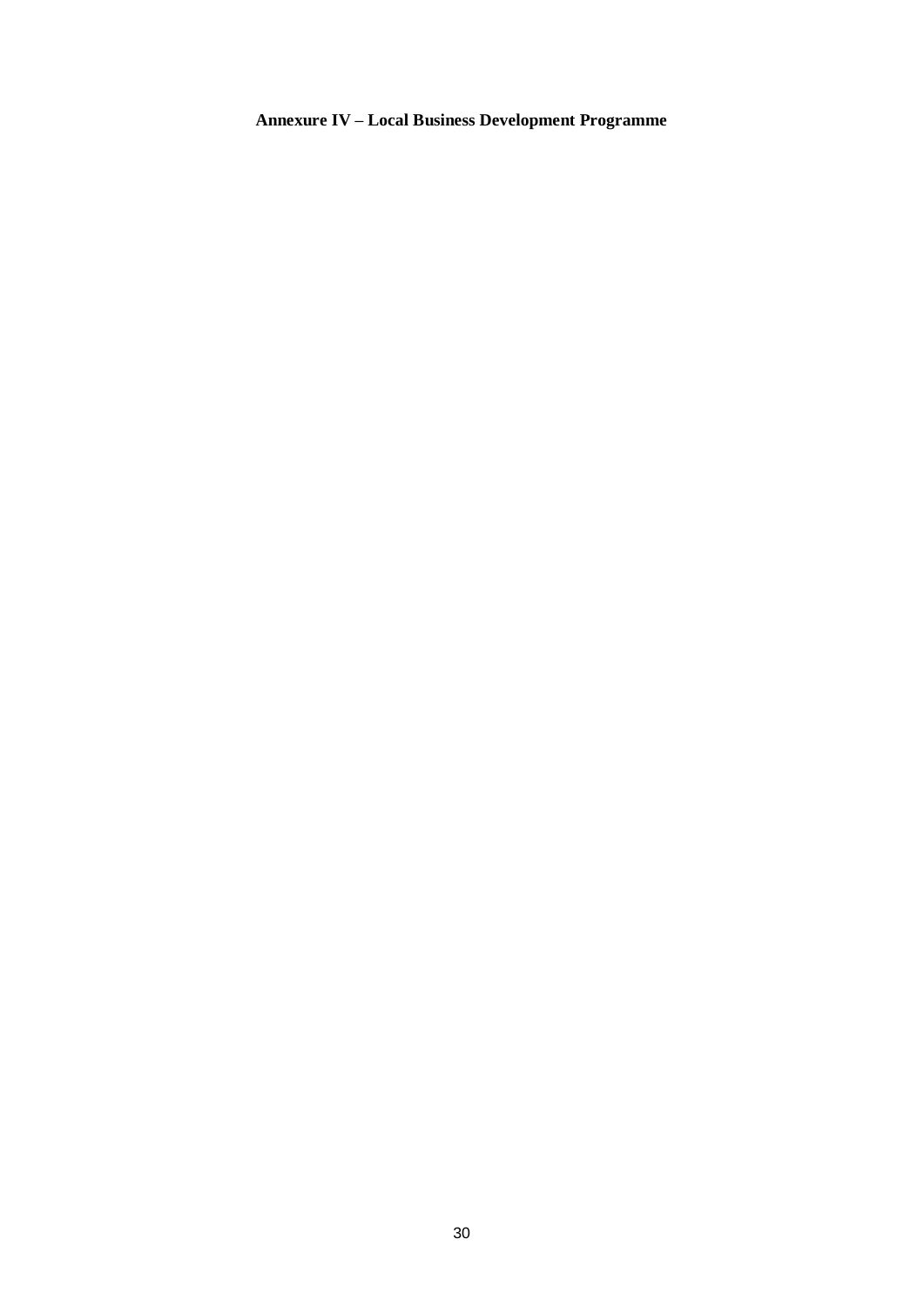**Annexure IV – Local Business Development Programme**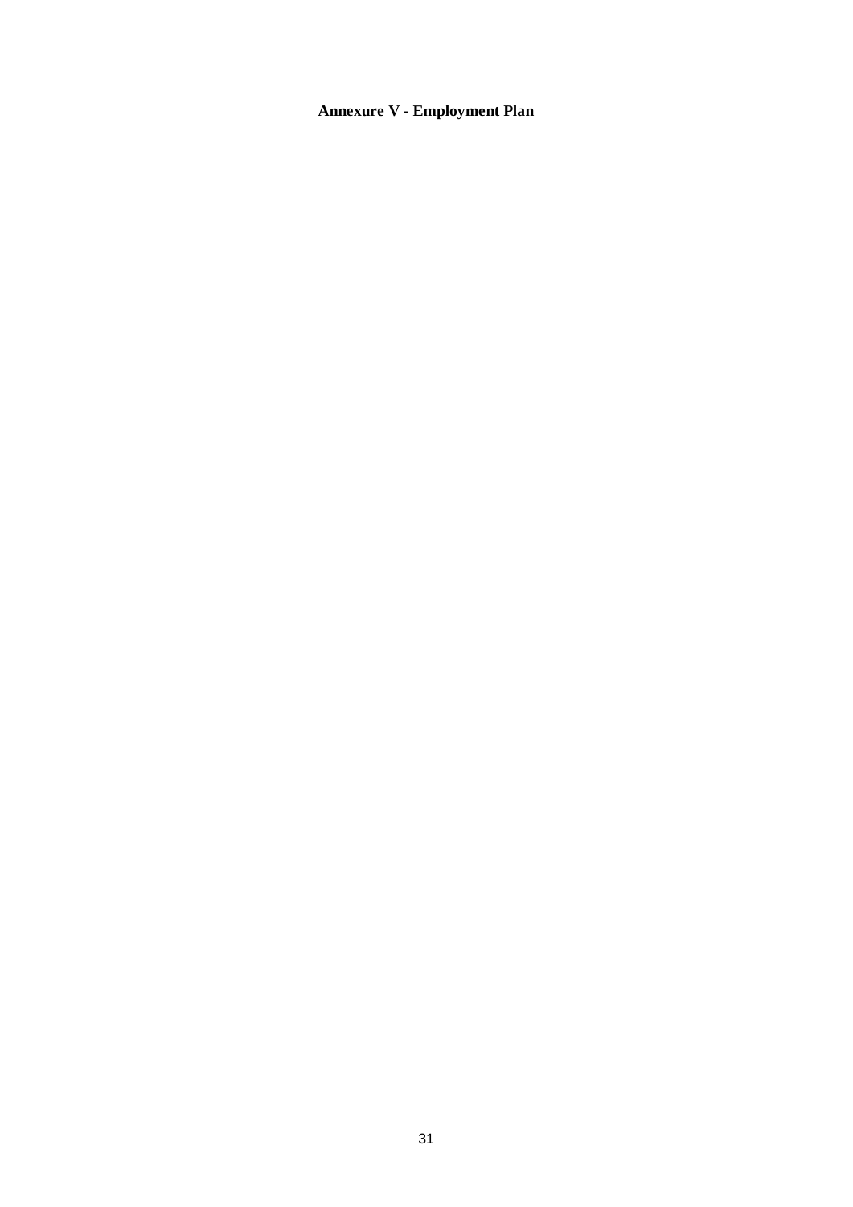**Annexure V - Employment Plan**